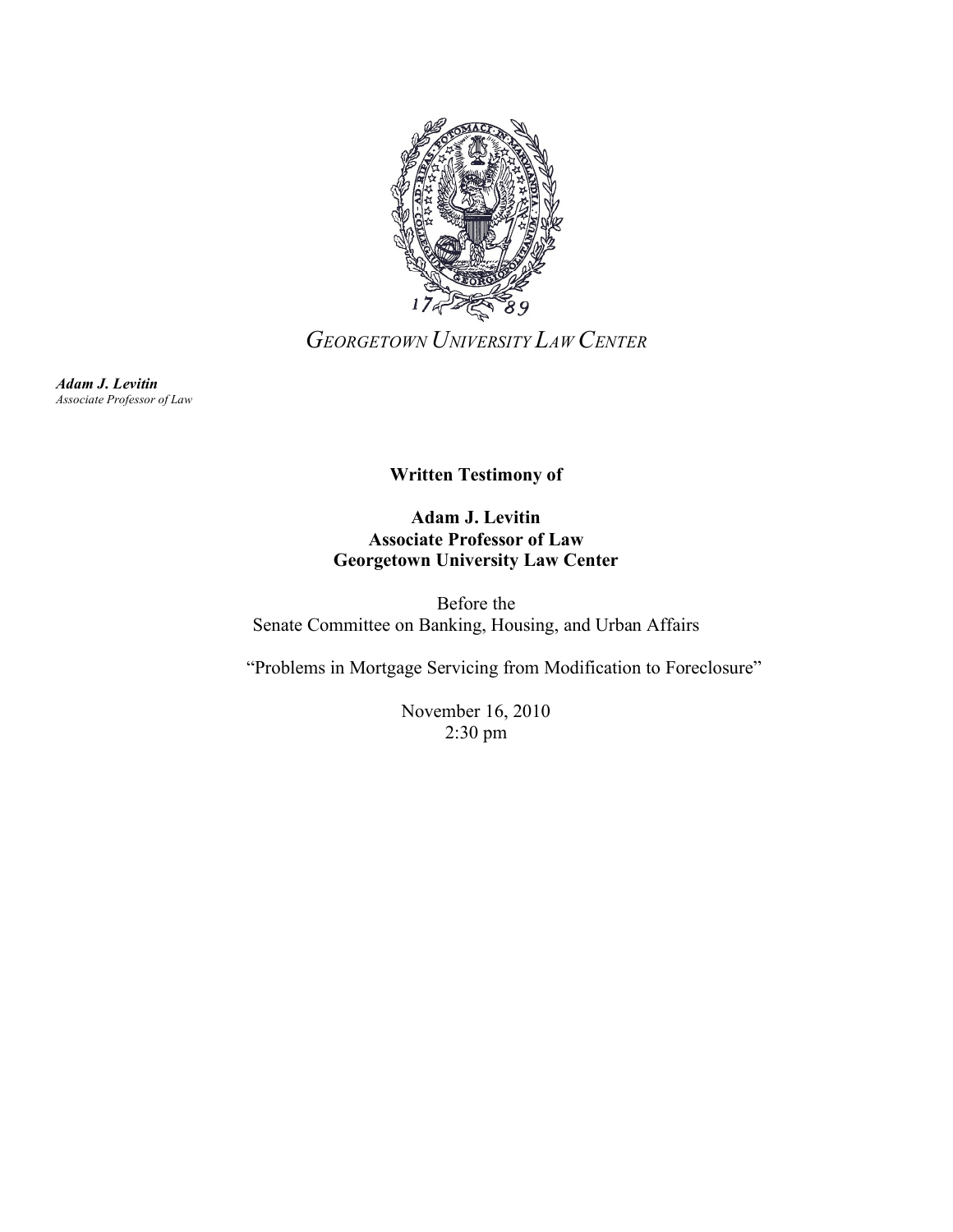*Georgetown University Law Center*

***Adam J. Levitin***
*Associate Professor of Law*

**Written Testimony of**

**Adam J. Levitin**
**Associate Professor of Law**
**Georgetown University Law Center**

Before the
Senate Committee on Banking, Housing, and Urban Affairs

"Problems in Mortgage Servicing from Modification to Foreclosure"

November 16, 2010
2:30 pm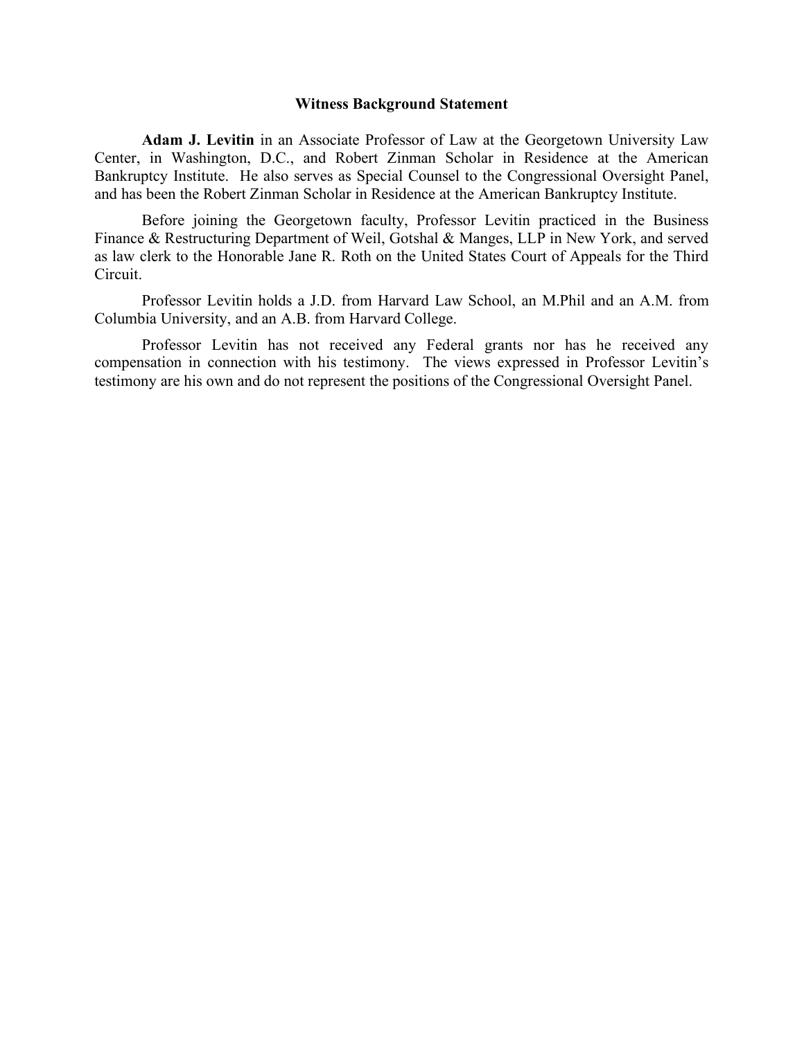### Witness Background Statement

**Adam J. Levitin** in an Associate Professor of Law at the Georgetown University Law Center, in Washington, D.C., and Robert Zinman Scholar in Residence at the American Bankruptcy Institute. He also serves as Special Counsel to the Congressional Oversight Panel, and has been the Robert Zinman Scholar in Residence at the American Bankruptcy Institute.

Before joining the Georgetown faculty, Professor Levitin practiced in the Business Finance & Restructuring Department of Weil, Gotshal & Manges, LLP in New York, and served as law clerk to the Honorable Jane R. Roth on the United States Court of Appeals for the Third Circuit.

Professor Levitin holds a J.D. from Harvard Law School, an M.Phil and an A.M. from Columbia University, and an A.B. from Harvard College.

Professor Levitin has not received any Federal grants nor has he received any compensation in connection with his testimony. The views expressed in Professor Levitin's testimony are his own and do not represent the positions of the Congressional Oversight Panel.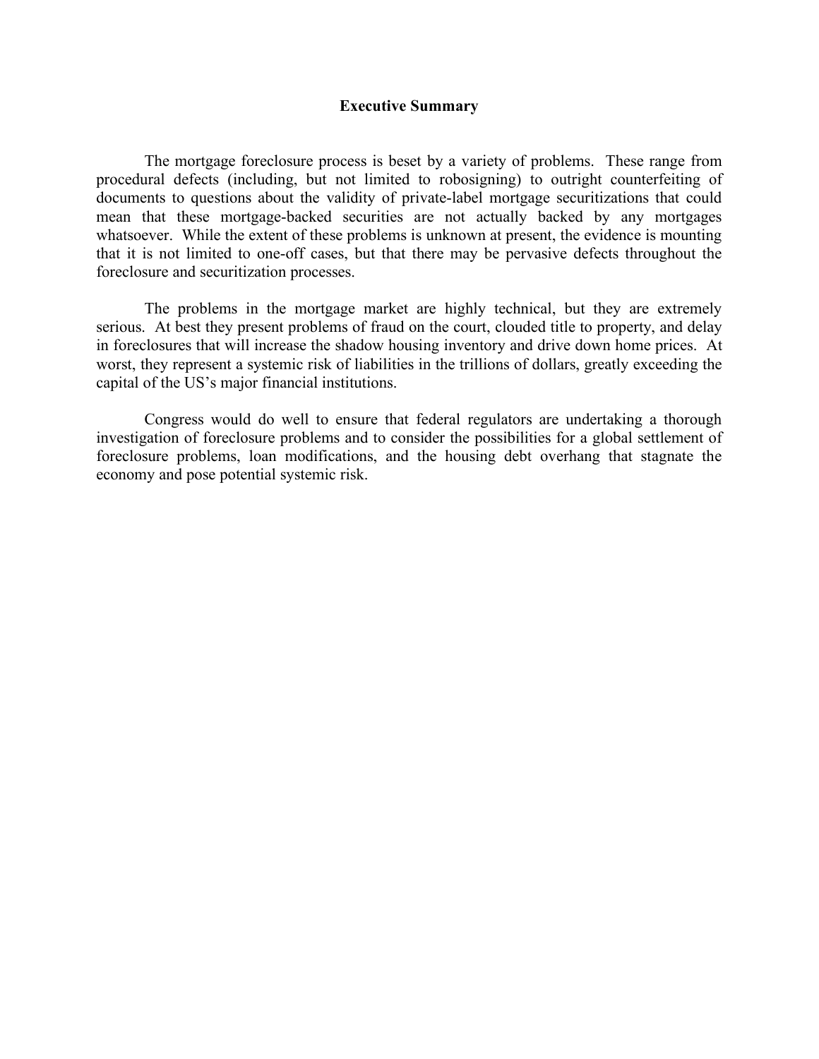## Executive Summary

The mortgage foreclosure process is beset by a variety of problems. These range from procedural defects (including, but not limited to robosigning) to outright counterfeiting of documents to questions about the validity of private-label mortgage securitizations that could mean that these mortgage-backed securities are not actually backed by any mortgages whatsoever. While the extent of these problems is unknown at present, the evidence is mounting that it is not limited to one-off cases, but that there may be pervasive defects throughout the foreclosure and securitization processes.

The problems in the mortgage market are highly technical, but they are extremely serious. At best they present problems of fraud on the court, clouded title to property, and delay in foreclosures that will increase the shadow housing inventory and drive down home prices. At worst, they represent a systemic risk of liabilities in the trillions of dollars, greatly exceeding the capital of the US's major financial institutions.

Congress would do well to ensure that federal regulators are undertaking a thorough investigation of foreclosure problems and to consider the possibilities for a global settlement of foreclosure problems, loan modifications, and the housing debt overhang that stagnate the economy and pose potential systemic risk.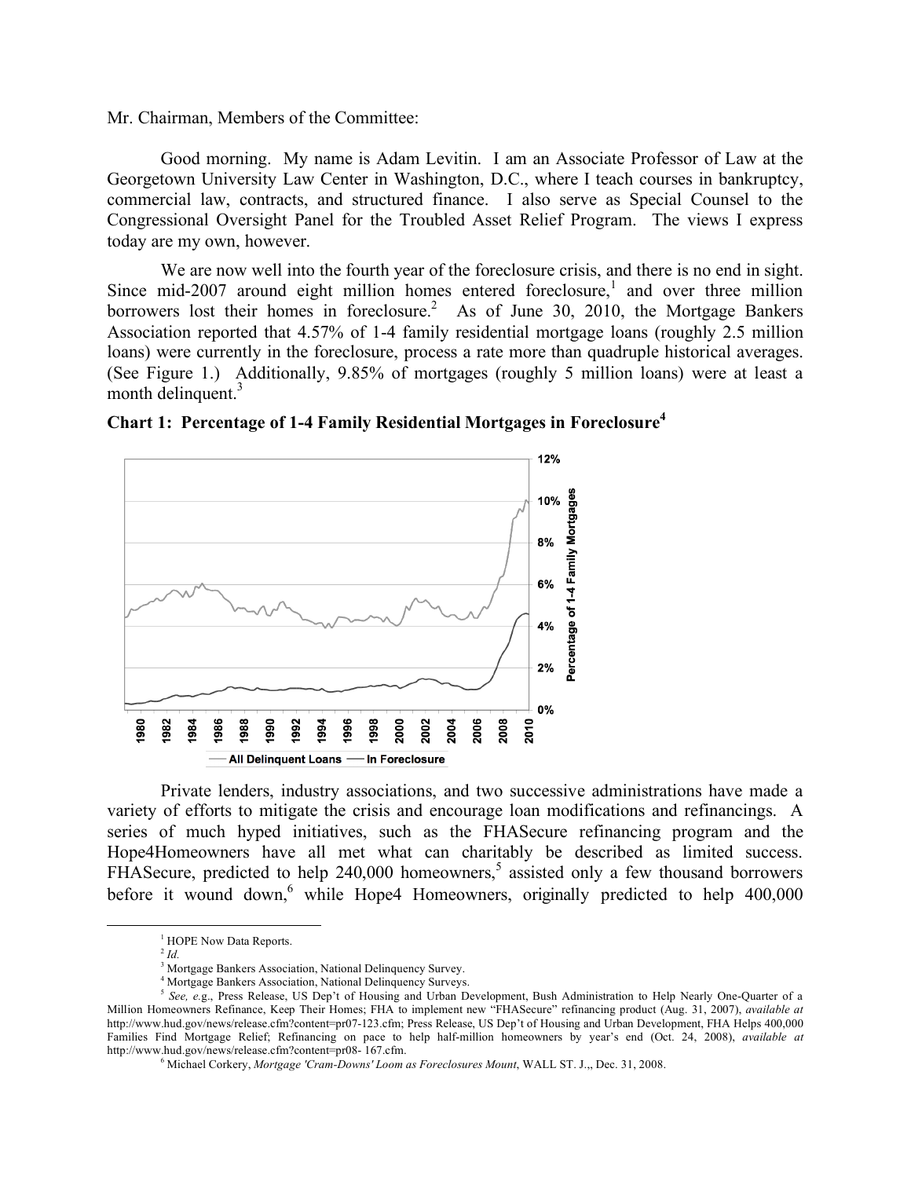Mr. Chairman, Members of the Committee:

Good morning. My name is Adam Levitin. I am an Associate Professor of Law at the Georgetown University Law Center in Washington, D.C., where I teach courses in bankruptcy, commercial law, contracts, and structured finance. I also serve as Special Counsel to the Congressional Oversight Panel for the Troubled Asset Relief Program. The views I express today are my own, however.

We are now well into the fourth year of the foreclosure crisis, and there is no end in sight. Since mid-2007 around eight million homes entered foreclosure,[1] and over three million borrowers lost their homes in foreclosure.[2] As of June 30, 2010, the Mortgage Bankers Association reported that 4.57% of 1-4 family residential mortgage loans (roughly 2.5 million loans) were currently in the foreclosure, process a rate more than quadruple historical averages. (See Figure 1.) Additionally, 9.85% of mortgages (roughly 5 million loans) were at least a month delinquent.[3]

**Chart 1: Percentage of 1-4 Family Residential Mortgages in Foreclosure[4]**

Private lenders, industry associations, and two successive administrations have made a variety of efforts to mitigate the crisis and encourage loan modifications and refinancings. A series of much hyped initiatives, such as the FHASecure refinancing program and the Hope4Homeowners have all met what can charitably be described as limited success. FHASecure, predicted to help 240,000 homeowners,[5] assisted only a few thousand borrowers before it wound down,[6] while Hope4 Homeowners, originally predicted to help 400,000

---

[1] HOPE Now Data Reports.

[2] *Id.*

[3] Mortgage Bankers Association, National Delinquency Survey.

[4] Mortgage Bankers Association, National Delinquency Surveys.

[5] *See, e.g.*, Press Release, US Dep't of Housing and Urban Development, Bush Administration to Help Nearly One-Quarter of a Million Homeowners Refinance, Keep Their Homes; FHA to implement new "FHASecure" refinancing product (Aug. 31, 2007), *available at* http://www.hud.gov/news/release.cfm?content=pr07-123.cfm; Press Release, US Dep't of Housing and Urban Development, FHA Helps 400,000 Families Find Mortgage Relief; Refinancing on pace to help half-million homeowners by year's end (Oct. 24, 2008), *available at* http://www.hud.gov/news/release.cfm?content=pr08- 167.cfm.

[6] Michael Corkery, *Mortgage 'Cram-Downs' Loom as Foreclosures Mount*, WALL ST. J.,, Dec. 31, 2008.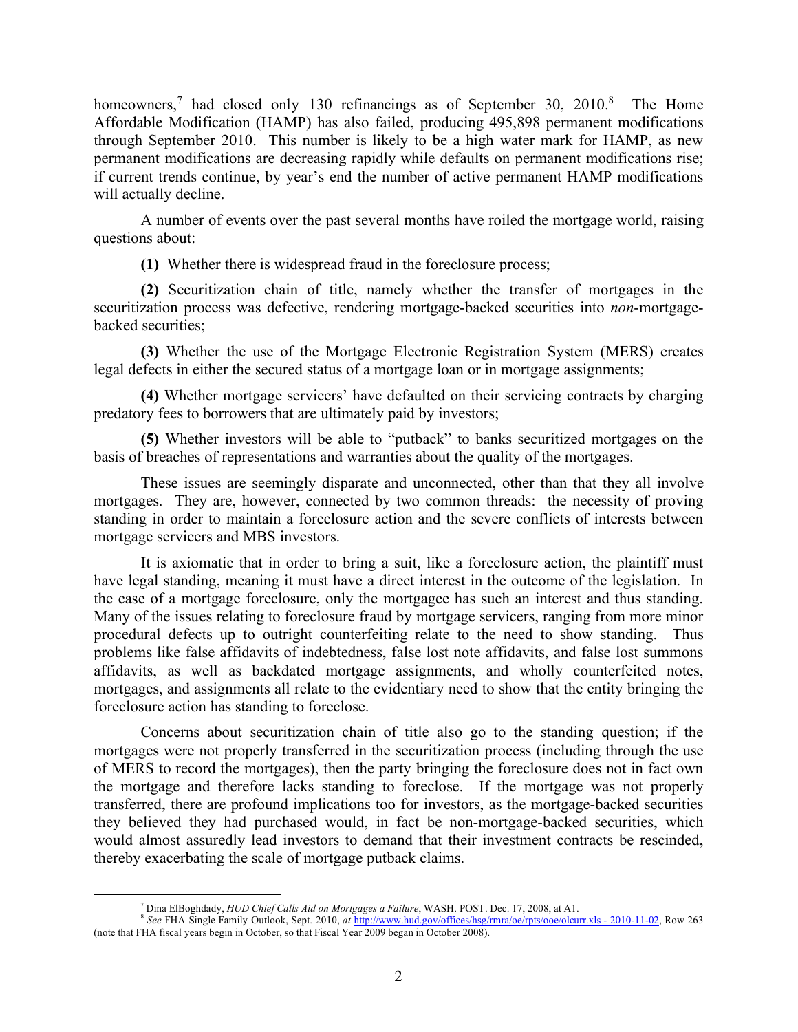homeowners,[7] had closed only 130 refinancings as of September 30, 2010.[8] The Home Affordable Modification (HAMP) has also failed, producing 495,898 permanent modifications through September 2010. This number is likely to be a high water mark for HAMP, as new permanent modifications are decreasing rapidly while defaults on permanent modifications rise; if current trends continue, by year's end the number of active permanent HAMP modifications will actually decline.

A number of events over the past several months have roiled the mortgage world, raising questions about:

**(1)** Whether there is widespread fraud in the foreclosure process;

**(2)** Securitization chain of title, namely whether the transfer of mortgages in the securitization process was defective, rendering mortgage-backed securities into *non*-mortgage-backed securities;

**(3)** Whether the use of the Mortgage Electronic Registration System (MERS) creates legal defects in either the secured status of a mortgage loan or in mortgage assignments;

**(4)** Whether mortgage servicers' have defaulted on their servicing contracts by charging predatory fees to borrowers that are ultimately paid by investors;

**(5)** Whether investors will be able to "putback" to banks securitized mortgages on the basis of breaches of representations and warranties about the quality of the mortgages.

These issues are seemingly disparate and unconnected, other than that they all involve mortgages. They are, however, connected by two common threads: the necessity of proving standing in order to maintain a foreclosure action and the severe conflicts of interests between mortgage servicers and MBS investors.

It is axiomatic that in order to bring a suit, like a foreclosure action, the plaintiff must have legal standing, meaning it must have a direct interest in the outcome of the legislation. In the case of a mortgage foreclosure, only the mortgagee has such an interest and thus standing. Many of the issues relating to foreclosure fraud by mortgage servicers, ranging from more minor procedural defects up to outright counterfeiting relate to the need to show standing. Thus problems like false affidavits of indebtedness, false lost note affidavits, and false lost summons affidavits, as well as backdated mortgage assignments, and wholly counterfeited notes, mortgages, and assignments all relate to the evidentiary need to show that the entity bringing the foreclosure action has standing to foreclose.

Concerns about securitization chain of title also go to the standing question; if the mortgages were not properly transferred in the securitization process (including through the use of MERS to record the mortgages), then the party bringing the foreclosure does not in fact own the mortgage and therefore lacks standing to foreclose. If the mortgage was not properly transferred, there are profound implications too for investors, as the mortgage-backed securities they believed they had purchased would, in fact be non-mortgage-backed securities, which would almost assuredly lead investors to demand that their investment contracts be rescinded, thereby exacerbating the scale of mortgage putback claims.

---

[7] Dina ElBoghdady, *HUD Chief Calls Aid on Mortgages a Failure*, WASH. POST. Dec. 17, 2008, at A1.

[8] *See* FHA Single Family Outlook, Sept. 2010, *at* http://www.hud.gov/offices/hsg/rmra/oe/rpts/ooe/olcurr.xls - 2010-11-02, Row 263 (note that FHA fiscal years begin in October, so that Fiscal Year 2009 began in October 2008).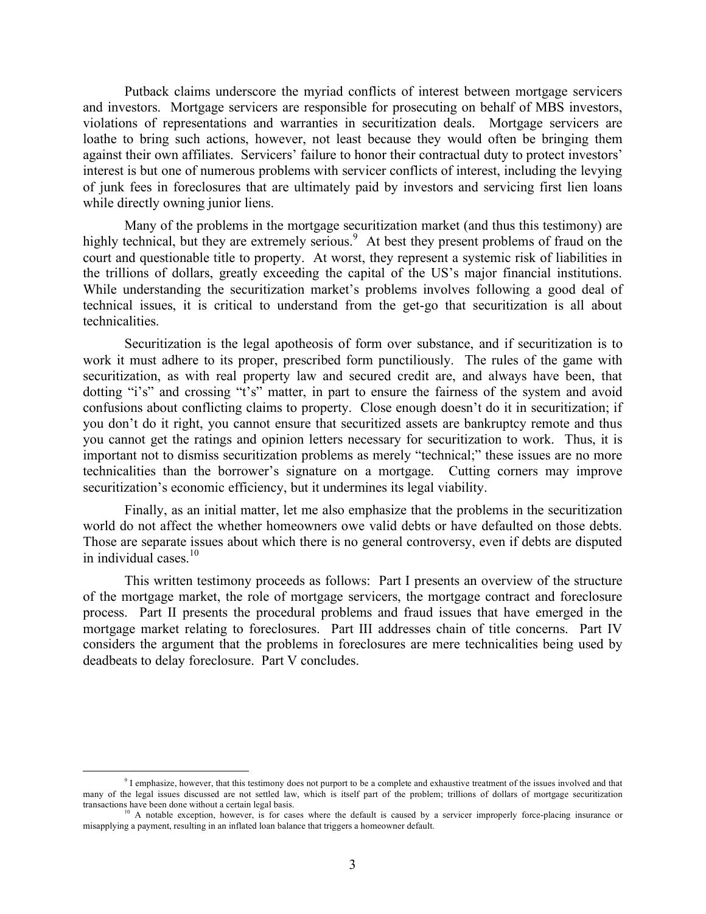Putback claims underscore the myriad conflicts of interest between mortgage servicers and investors. Mortgage servicers are responsible for prosecuting on behalf of MBS investors, violations of representations and warranties in securitization deals. Mortgage servicers are loathe to bring such actions, however, not least because they would often be bringing them against their own affiliates. Servicers' failure to honor their contractual duty to protect investors' interest is but one of numerous problems with servicer conflicts of interest, including the levying of junk fees in foreclosures that are ultimately paid by investors and servicing first lien loans while directly owning junior liens.

Many of the problems in the mortgage securitization market (and thus this testimony) are highly technical, but they are extremely serious.[9] At best they present problems of fraud on the court and questionable title to property. At worst, they represent a systemic risk of liabilities in the trillions of dollars, greatly exceeding the capital of the US's major financial institutions. While understanding the securitization market's problems involves following a good deal of technical issues, it is critical to understand from the get-go that securitization is all about technicalities.

Securitization is the legal apotheosis of form over substance, and if securitization is to work it must adhere to its proper, prescribed form punctiliously. The rules of the game with securitization, as with real property law and secured credit are, and always have been, that dotting "i's" and crossing "t's" matter, in part to ensure the fairness of the system and avoid confusions about conflicting claims to property. Close enough doesn't do it in securitization; if you don't do it right, you cannot ensure that securitized assets are bankruptcy remote and thus you cannot get the ratings and opinion letters necessary for securitization to work. Thus, it is important not to dismiss securitization problems as merely "technical;" these issues are no more technicalities than the borrower's signature on a mortgage. Cutting corners may improve securitization's economic efficiency, but it undermines its legal viability.

Finally, as an initial matter, let me also emphasize that the problems in the securitization world do not affect the whether homeowners owe valid debts or have defaulted on those debts. Those are separate issues about which there is no general controversy, even if debts are disputed in individual cases.[10]

This written testimony proceeds as follows: Part I presents an overview of the structure of the mortgage market, the role of mortgage servicers, the mortgage contract and foreclosure process. Part II presents the procedural problems and fraud issues that have emerged in the mortgage market relating to foreclosures. Part III addresses chain of title concerns. Part IV considers the argument that the problems in foreclosures are mere technicalities being used by deadbeats to delay foreclosure. Part V concludes.

---

[9] I emphasize, however, that this testimony does not purport to be a complete and exhaustive treatment of the issues involved and that many of the legal issues discussed are not settled law, which is itself part of the problem; trillions of dollars of mortgage securitization transactions have been done without a certain legal basis.

[10] A notable exception, however, is for cases where the default is caused by a servicer improperly force-placing insurance or misapplying a payment, resulting in an inflated loan balance that triggers a homeowner default.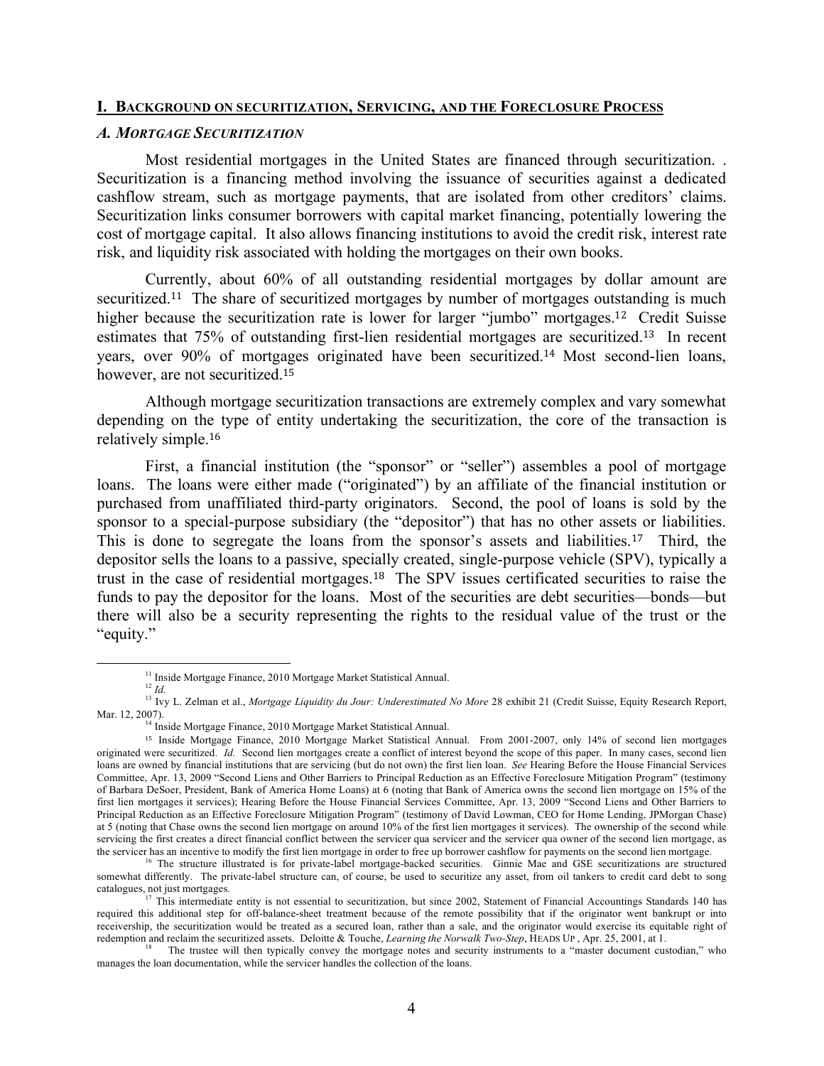## I. BACKGROUND ON SECURITIZATION, SERVICING, AND THE FORECLOSURE PROCESS

### *A. MORTGAGE SECURITIZATION*

Most residential mortgages in the United States are financed through securitization. . Securitization is a financing method involving the issuance of securities against a dedicated cashflow stream, such as mortgage payments, that are isolated from other creditors' claims. Securitization links consumer borrowers with capital market financing, potentially lowering the cost of mortgage capital. It also allows financing institutions to avoid the credit risk, interest rate risk, and liquidity risk associated with holding the mortgages on their own books.

Currently, about 60% of all outstanding residential mortgages by dollar amount are securitized.[11] The share of securitized mortgages by number of mortgages outstanding is much higher because the securitization rate is lower for larger "jumbo" mortgages.[12] Credit Suisse estimates that 75% of outstanding first-lien residential mortgages are securitized.[13] In recent years, over 90% of mortgages originated have been securitized.[14] Most second-lien loans, however, are not securitized.[15]

Although mortgage securitization transactions are extremely complex and vary somewhat depending on the type of entity undertaking the securitization, the core of the transaction is relatively simple.[16]

First, a financial institution (the "sponsor" or "seller") assembles a pool of mortgage loans. The loans were either made ("originated") by an affiliate of the financial institution or purchased from unaffiliated third-party originators. Second, the pool of loans is sold by the sponsor to a special-purpose subsidiary (the "depositor") that has no other assets or liabilities. This is done to segregate the loans from the sponsor's assets and liabilities.[17] Third, the depositor sells the loans to a passive, specially created, single-purpose vehicle (SPV), typically a trust in the case of residential mortgages.[18] The SPV issues certificated securities to raise the funds to pay the depositor for the loans. Most of the securities are debt securities—bonds—but there will also be a security representing the rights to the residual value of the trust or the "equity."

---

[11] Inside Mortgage Finance, 2010 Mortgage Market Statistical Annual.

[12] *Id.*

[13] Ivy L. Zelman et al., *Mortgage Liquidity du Jour: Underestimated No More* 28 exhibit 21 (Credit Suisse, Equity Research Report, Mar. 12, 2007).

[14] Inside Mortgage Finance, 2010 Mortgage Market Statistical Annual.

[15] Inside Mortgage Finance, 2010 Mortgage Market Statistical Annual. From 2001-2007, only 14% of second lien mortgages originated were securitized. *Id.* Second lien mortgages create a conflict of interest beyond the scope of this paper. In many cases, second lien loans are owned by financial institutions that are servicing (but do not own) the first lien loan. *See* Hearing Before the House Financial Services Committee, Apr. 13, 2009 "Second Liens and Other Barriers to Principal Reduction as an Effective Foreclosure Mitigation Program" (testimony of Barbara DeSoer, President, Bank of America Home Loans) at 6 (noting that Bank of America owns the second lien mortgage on 15% of the first lien mortgages it services); Hearing Before the House Financial Services Committee, Apr. 13, 2009 "Second Liens and Other Barriers to Principal Reduction as an Effective Foreclosure Mitigation Program" (testimony of David Lowman, CEO for Home Lending, JPMorgan Chase) at 5 (noting that Chase owns the second lien mortgage on around 10% of the first lien mortgages it services). The ownership of the second while servicing the first creates a direct financial conflict between the servicer qua servicer and the servicer qua owner of the second lien mortgage, as the servicer has an incentive to modify the first lien mortgage in order to free up borrower cashflow for payments on the second lien mortgage.

[16] The structure illustrated is for private-label mortgage-backed securities. Ginnie Mae and GSE securitizations are structured somewhat differently. The private-label structure can, of course, be used to securitize any asset, from oil tankers to credit card debt to song catalogues, not just mortgages.

[17] This intermediate entity is not essential to securitization, but since 2002, Statement of Financial Accountings Standards 140 has required this additional step for off-balance-sheet treatment because of the remote possibility that if the originator went bankrupt or into receivership, the securitization would be treated as a secured loan, rather than a sale, and the originator would exercise its equitable right of redemption and reclaim the securitized assets. Deloitte & Touche, *Learning the Norwalk Two-Step*, HEADS UP , Apr. 25, 2001, at 1.

[18] The trustee will then typically convey the mortgage notes and security instruments to a "master document custodian," who manages the loan documentation, while the servicer handles the collection of the loans.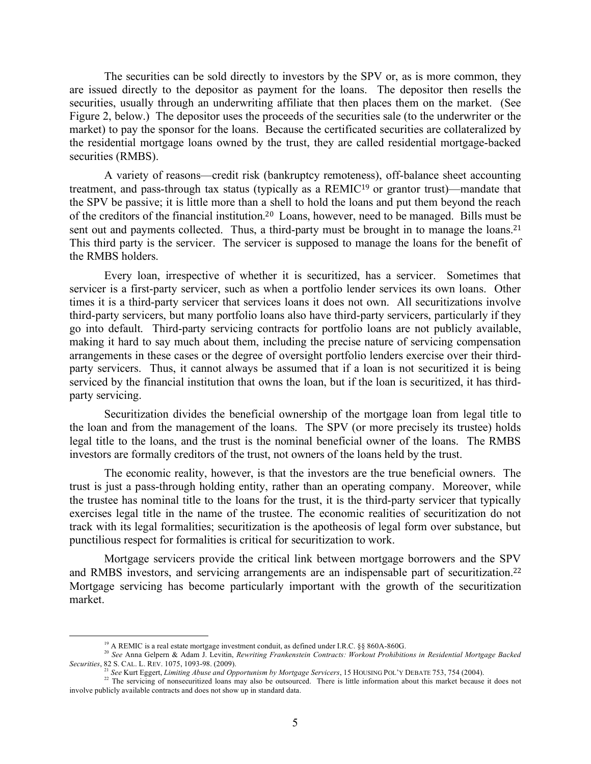The securities can be sold directly to investors by the SPV or, as is more common, they are issued directly to the depositor as payment for the loans. The depositor then resells the securities, usually through an underwriting affiliate that then places them on the market. (See Figure 2, below.) The depositor uses the proceeds of the securities sale (to the underwriter or the market) to pay the sponsor for the loans. Because the certificated securities are collateralized by the residential mortgage loans owned by the trust, they are called residential mortgage-backed securities (RMBS).

A variety of reasons—credit risk (bankruptcy remoteness), off-balance sheet accounting treatment, and pass-through tax status (typically as a REMIC[19] or grantor trust)—mandate that the SPV be passive; it is little more than a shell to hold the loans and put them beyond the reach of the creditors of the financial institution.[20] Loans, however, need to be managed. Bills must be sent out and payments collected. Thus, a third-party must be brought in to manage the loans.[21] This third party is the servicer. The servicer is supposed to manage the loans for the benefit of the RMBS holders.

Every loan, irrespective of whether it is securitized, has a servicer. Sometimes that servicer is a first-party servicer, such as when a portfolio lender services its own loans. Other times it is a third-party servicer that services loans it does not own. All securitizations involve third-party servicers, but many portfolio loans also have third-party servicers, particularly if they go into default. Third-party servicing contracts for portfolio loans are not publicly available, making it hard to say much about them, including the precise nature of servicing compensation arrangements in these cases or the degree of oversight portfolio lenders exercise over their third-party servicers. Thus, it cannot always be assumed that if a loan is not securitized it is being serviced by the financial institution that owns the loan, but if the loan is securitized, it has third-party servicing.

Securitization divides the beneficial ownership of the mortgage loan from legal title to the loan and from the management of the loans. The SPV (or more precisely its trustee) holds legal title to the loans, and the trust is the nominal beneficial owner of the loans. The RMBS investors are formally creditors of the trust, not owners of the loans held by the trust.

The economic reality, however, is that the investors are the true beneficial owners. The trust is just a pass-through holding entity, rather than an operating company. Moreover, while the trustee has nominal title to the loans for the trust, it is the third-party servicer that typically exercises legal title in the name of the trustee. The economic realities of securitization do not track with its legal formalities; securitization is the apotheosis of legal form over substance, but punctilious respect for formalities is critical for securitization to work.

Mortgage servicers provide the critical link between mortgage borrowers and the SPV and RMBS investors, and servicing arrangements are an indispensable part of securitization.[22] Mortgage servicing has become particularly important with the growth of the securitization market.

---

[19] A REMIC is a real estate mortgage investment conduit, as defined under I.R.C. §§ 860A-860G.

[20] *See* Anna Gelpern & Adam J. Levitin, *Rewriting Frankenstein Contracts: Workout Prohibitions in Residential Mortgage Backed Securities*, 82 S. CAL. L. REV. 1075, 1093-98. (2009).

[21] *See* Kurt Eggert, *Limiting Abuse and Opportunism by Mortgage Servicers*, 15 HOUSING POL'Y DEBATE 753, 754 (2004).

[22] The servicing of nonsecuritized loans may also be outsourced. There is little information about this market because it does not involve publicly available contracts and does not show up in standard data.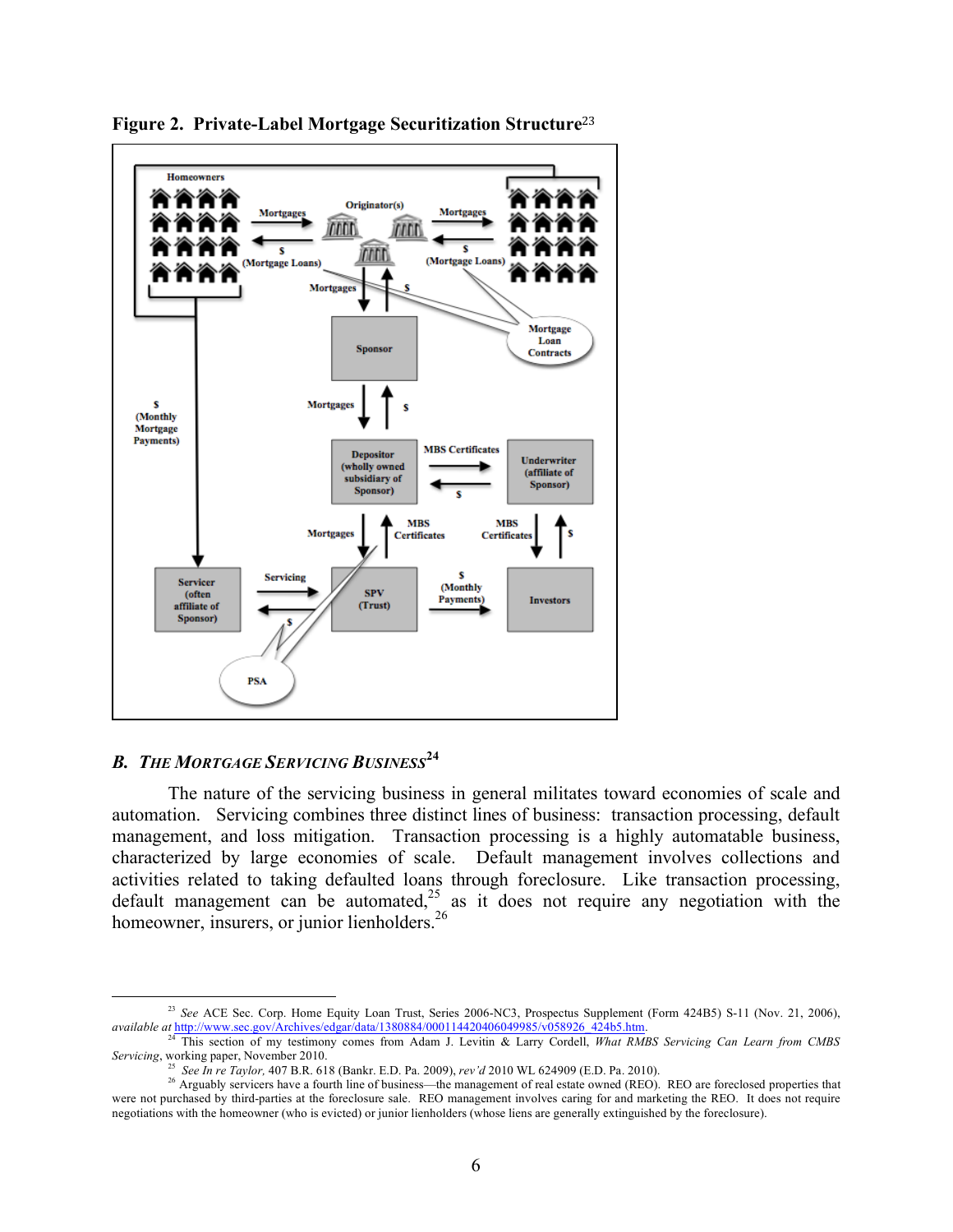**Figure 2. Private-Label Mortgage Securitization Structure**[23]

## B. *The Mortgage Servicing Business*[24]

The nature of the servicing business in general militates toward economies of scale and automation. Servicing combines three distinct lines of business: transaction processing, default management, and loss mitigation. Transaction processing is a highly automatable business, characterized by large economies of scale. Default management involves collections and activities related to taking defaulted loans through foreclosure. Like transaction processing, default management can be automated,[25] as it does not require any negotiation with the homeowner, insurers, or junior lienholders.[26]

---

[23] *See* ACE Sec. Corp. Home Equity Loan Trust, Series 2006-NC3, Prospectus Supplement (Form 424B5) S-11 (Nov. 21, 2006), *available at* http://www.sec.gov/Archives/edgar/data/1380884/000114420406049985/v058926_424b5.htm.

[24] This section of my testimony comes from Adam J. Levitin & Larry Cordell, *What RMBS Servicing Can Learn from CMBS Servicing*, working paper, November 2010.

[25] *See In re Taylor,* 407 B.R. 618 (Bankr. E.D. Pa. 2009), *rev'd* 2010 WL 624909 (E.D. Pa. 2010).

[26] Arguably servicers have a fourth line of business—the management of real estate owned (REO). REO are foreclosed properties that were not purchased by third-parties at the foreclosure sale. REO management involves caring for and marketing the REO. It does not require negotiations with the homeowner (who is evicted) or junior lienholders (whose liens are generally extinguished by the foreclosure).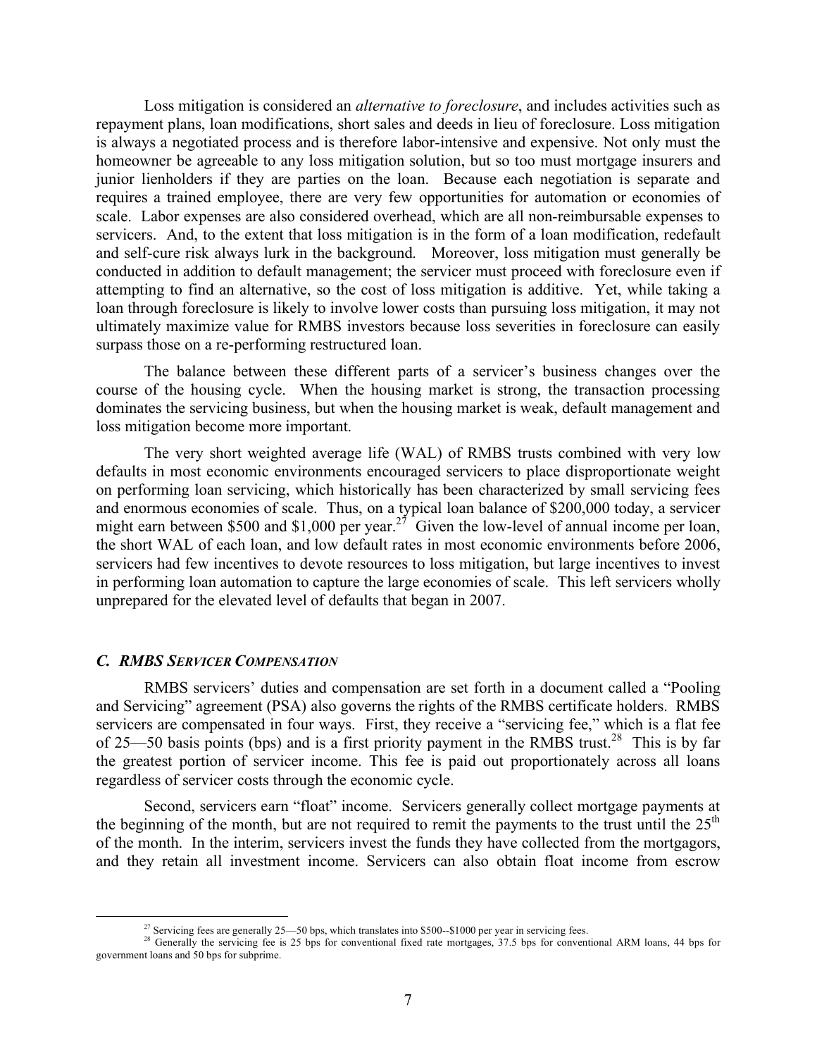Loss mitigation is considered an *alternative to foreclosure*, and includes activities such as repayment plans, loan modifications, short sales and deeds in lieu of foreclosure. Loss mitigation is always a negotiated process and is therefore labor-intensive and expensive. Not only must the homeowner be agreeable to any loss mitigation solution, but so too must mortgage insurers and junior lienholders if they are parties on the loan. Because each negotiation is separate and requires a trained employee, there are very few opportunities for automation or economies of scale. Labor expenses are also considered overhead, which are all non-reimbursable expenses to servicers. And, to the extent that loss mitigation is in the form of a loan modification, redefault and self-cure risk always lurk in the background. Moreover, loss mitigation must generally be conducted in addition to default management; the servicer must proceed with foreclosure even if attempting to find an alternative, so the cost of loss mitigation is additive. Yet, while taking a loan through foreclosure is likely to involve lower costs than pursuing loss mitigation, it may not ultimately maximize value for RMBS investors because loss severities in foreclosure can easily surpass those on a re-performing restructured loan.

The balance between these different parts of a servicer's business changes over the course of the housing cycle. When the housing market is strong, the transaction processing dominates the servicing business, but when the housing market is weak, default management and loss mitigation become more important.

The very short weighted average life (WAL) of RMBS trusts combined with very low defaults in most economic environments encouraged servicers to place disproportionate weight on performing loan servicing, which historically has been characterized by small servicing fees and enormous economies of scale. Thus, on a typical loan balance of $200,000 today, a servicer might earn between $500 and $1,000 per year.[27] Given the low-level of annual income per loan, the short WAL of each loan, and low default rates in most economic environments before 2006, servicers had few incentives to devote resources to loss mitigation, but large incentives to invest in performing loan automation to capture the large economies of scale. This left servicers wholly unprepared for the elevated level of defaults that began in 2007.

### *C. RMBS Servicer Compensation*

RMBS servicers' duties and compensation are set forth in a document called a "Pooling and Servicing" agreement (PSA) also governs the rights of the RMBS certificate holders. RMBS servicers are compensated in four ways. First, they receive a "servicing fee," which is a flat fee of 25—50 basis points (bps) and is a first priority payment in the RMBS trust.[28] This is by far the greatest portion of servicer income. This fee is paid out proportionately across all loans regardless of servicer costs through the economic cycle.

Second, servicers earn "float" income. Servicers generally collect mortgage payments at the beginning of the month, but are not required to remit the payments to the trust until the 25th of the month. In the interim, servicers invest the funds they have collected from the mortgagors, and they retain all investment income. Servicers can also obtain float income from escrow

[27] Servicing fees are generally 25—50 bps, which translates into $500--$1000 per year in servicing fees.

[28] Generally the servicing fee is 25 bps for conventional fixed rate mortgages, 37.5 bps for conventional ARM loans, 44 bps for government loans and 50 bps for subprime.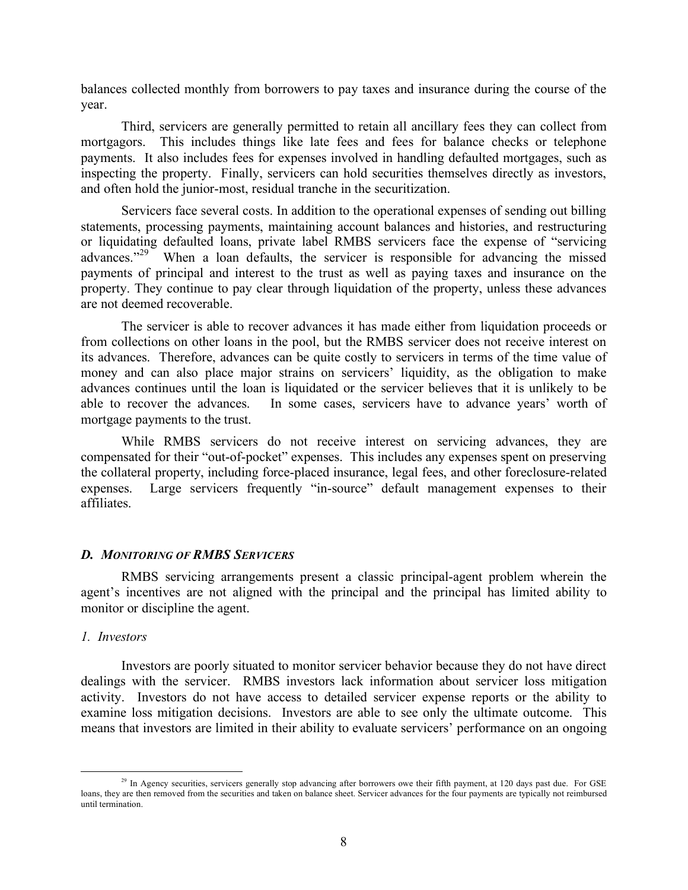balances collected monthly from borrowers to pay taxes and insurance during the course of the year.

Third, servicers are generally permitted to retain all ancillary fees they can collect from mortgagors. This includes things like late fees and fees for balance checks or telephone payments. It also includes fees for expenses involved in handling defaulted mortgages, such as inspecting the property. Finally, servicers can hold securities themselves directly as investors, and often hold the junior-most, residual tranche in the securitization.

Servicers face several costs. In addition to the operational expenses of sending out billing statements, processing payments, maintaining account balances and histories, and restructuring or liquidating defaulted loans, private label RMBS servicers face the expense of "servicing advances."[29] When a loan defaults, the servicer is responsible for advancing the missed payments of principal and interest to the trust as well as paying taxes and insurance on the property. They continue to pay clear through liquidation of the property, unless these advances are not deemed recoverable.

The servicer is able to recover advances it has made either from liquidation proceeds or from collections on other loans in the pool, but the RMBS servicer does not receive interest on its advances. Therefore, advances can be quite costly to servicers in terms of the time value of money and can also place major strains on servicers' liquidity, as the obligation to make advances continues until the loan is liquidated or the servicer believes that it is unlikely to be able to recover the advances. In some cases, servicers have to advance years' worth of mortgage payments to the trust.

While RMBS servicers do not receive interest on servicing advances, they are compensated for their "out-of-pocket" expenses. This includes any expenses spent on preserving the collateral property, including force-placed insurance, legal fees, and other foreclosure-related expenses. Large servicers frequently "in-source" default management expenses to their affiliates.

### *D. Monitoring of RMBS Servicers*

RMBS servicing arrangements present a classic principal-agent problem wherein the agent's incentives are not aligned with the principal and the principal has limited ability to monitor or discipline the agent.

#### *1. Investors*

Investors are poorly situated to monitor servicer behavior because they do not have direct dealings with the servicer. RMBS investors lack information about servicer loss mitigation activity. Investors do not have access to detailed servicer expense reports or the ability to examine loss mitigation decisions. Investors are able to see only the ultimate outcome. This means that investors are limited in their ability to evaluate servicers' performance on an ongoing

---

[29] In Agency securities, servicers generally stop advancing after borrowers owe their fifth payment, at 120 days past due. For GSE loans, they are then removed from the securities and taken on balance sheet. Servicer advances for the four payments are typically not reimbursed until termination.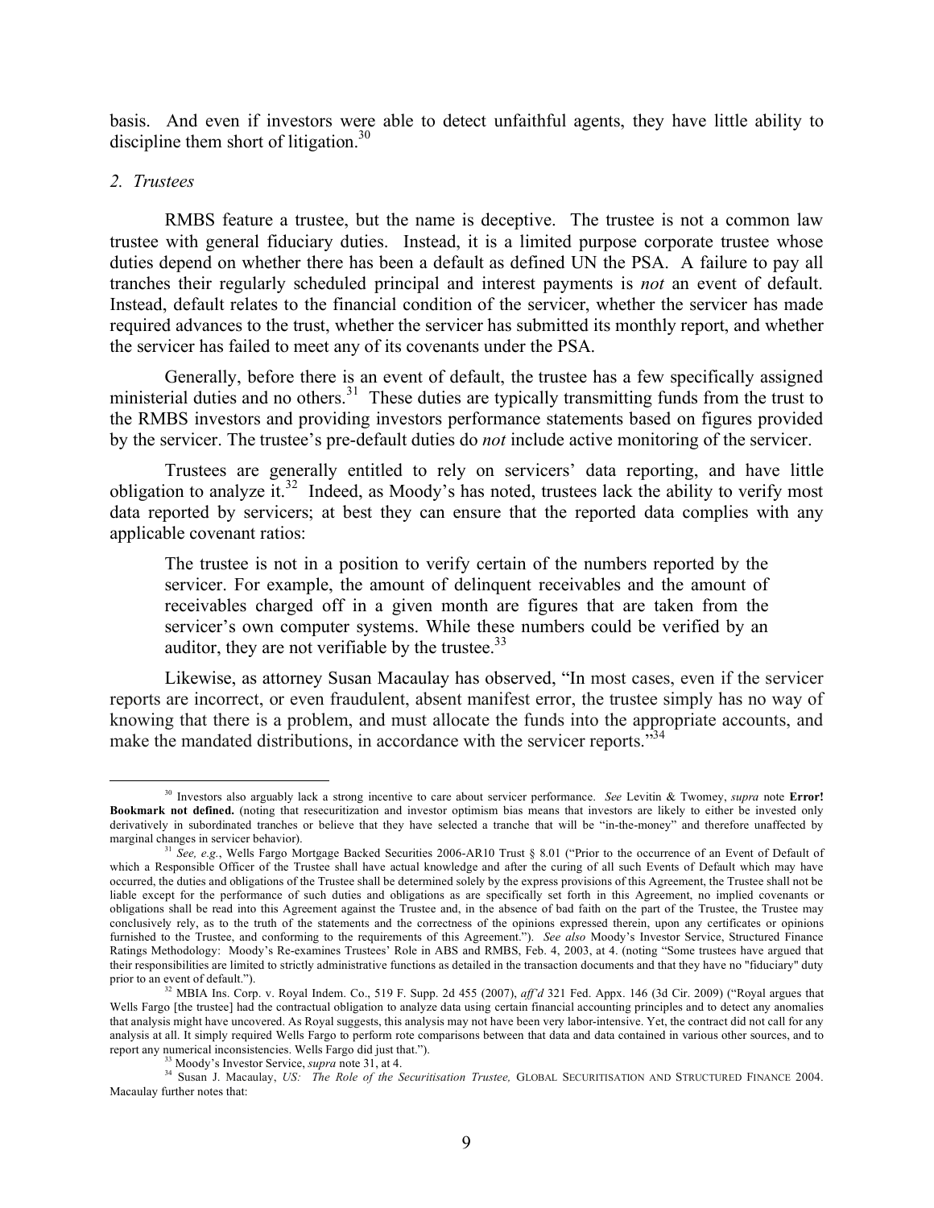basis. And even if investors were able to detect unfaithful agents, they have little ability to discipline them short of litigation.[30]

### *2. Trustees*

RMBS feature a trustee, but the name is deceptive. The trustee is not a common law trustee with general fiduciary duties. Instead, it is a limited purpose corporate trustee whose duties depend on whether there has been a default as defined UN the PSA. A failure to pay all tranches their regularly scheduled principal and interest payments is *not* an event of default. Instead, default relates to the financial condition of the servicer, whether the servicer has made required advances to the trust, whether the servicer has submitted its monthly report, and whether the servicer has failed to meet any of its covenants under the PSA.

Generally, before there is an event of default, the trustee has a few specifically assigned ministerial duties and no others.[31] These duties are typically transmitting funds from the trust to the RMBS investors and providing investors performance statements based on figures provided by the servicer. The trustee's pre-default duties do *not* include active monitoring of the servicer.

Trustees are generally entitled to rely on servicers' data reporting, and have little obligation to analyze it.[32] Indeed, as Moody's has noted, trustees lack the ability to verify most data reported by servicers; at best they can ensure that the reported data complies with any applicable covenant ratios:

> The trustee is not in a position to verify certain of the numbers reported by the servicer. For example, the amount of delinquent receivables and the amount of receivables charged off in a given month are figures that are taken from the servicer's own computer systems. While these numbers could be verified by an auditor, they are not verifiable by the trustee.[33]

Likewise, as attorney Susan Macaulay has observed, "In most cases, even if the servicer reports are incorrect, or even fraudulent, absent manifest error, the trustee simply has no way of knowing that there is a problem, and must allocate the funds into the appropriate accounts, and make the mandated distributions, in accordance with the servicer reports."[34]

---

[30] Investors also arguably lack a strong incentive to care about servicer performance. *See* Levitin & Twomey, *supra* note **Error! Bookmark not defined.** (noting that resecuritization and investor optimism bias means that investors are likely to either be invested only derivatively in subordinated tranches or believe that they have selected a tranche that will be "in-the-money" and therefore unaffected by marginal changes in servicer behavior).

[31] *See, e.g.*, Wells Fargo Mortgage Backed Securities 2006-AR10 Trust § 8.01 ("Prior to the occurrence of an Event of Default of which a Responsible Officer of the Trustee shall have actual knowledge and after the curing of all such Events of Default which may have occurred, the duties and obligations of the Trustee shall be determined solely by the express provisions of this Agreement, the Trustee shall not be liable except for the performance of such duties and obligations as are specifically set forth in this Agreement, no implied covenants or obligations shall be read into this Agreement against the Trustee and, in the absence of bad faith on the part of the Trustee, the Trustee may conclusively rely, as to the truth of the statements and the correctness of the opinions expressed therein, upon any certificates or opinions furnished to the Trustee, and conforming to the requirements of this Agreement."). *See also* Moody's Investor Service, Structured Finance Ratings Methodology: Moody's Re-examines Trustees' Role in ABS and RMBS, Feb. 4, 2003, at 4. (noting "Some trustees have argued that their responsibilities are limited to strictly administrative functions as detailed in the transaction documents and that they have no "fiduciary" duty prior to an event of default.").

[32] MBIA Ins. Corp. v. Royal Indem. Co., 519 F. Supp. 2d 455 (2007), *aff'd* 321 Fed. Appx. 146 (3d Cir. 2009) ("Royal argues that Wells Fargo [the trustee] had the contractual obligation to analyze data using certain financial accounting principles and to detect any anomalies that analysis might have uncovered. As Royal suggests, this analysis may not have been very labor-intensive. Yet, the contract did not call for any analysis at all. It simply required Wells Fargo to perform rote comparisons between that data and data contained in various other sources, and to report any numerical inconsistencies. Wells Fargo did just that.").

[33] Moody's Investor Service, *supra* note 31, at 4.

[34] Susan J. Macaulay, *US: The Role of the Securitisation Trustee,* GLOBAL SECURITISATION AND STRUCTURED FINANCE 2004. Macaulay further notes that: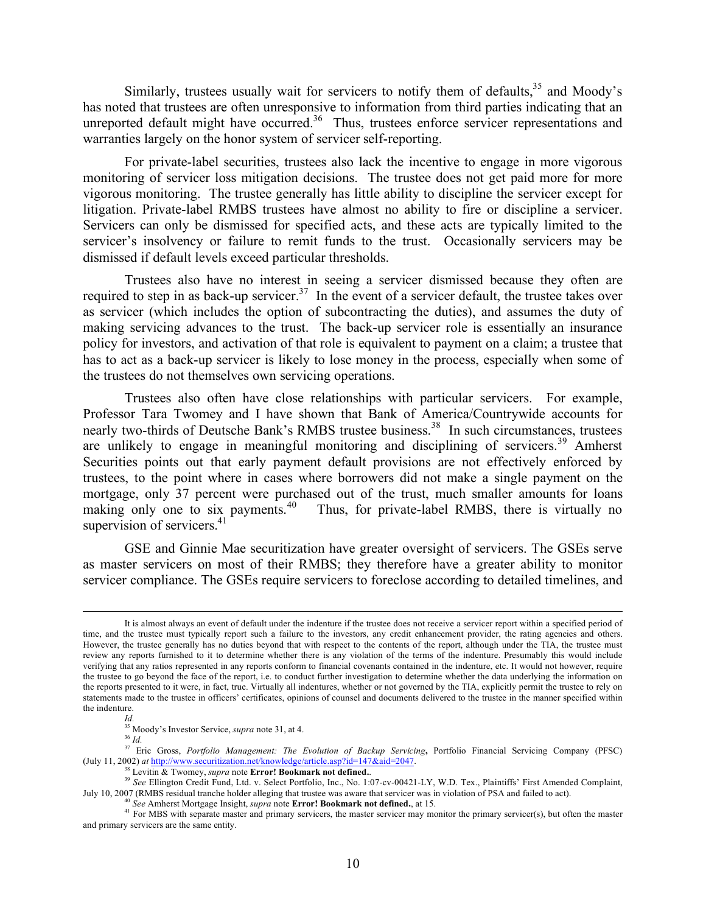Similarly, trustees usually wait for servicers to notify them of defaults,[35] and Moody's has noted that trustees are often unresponsive to information from third parties indicating that an unreported default might have occurred.[36] Thus, trustees enforce servicer representations and warranties largely on the honor system of servicer self-reporting.

For private-label securities, trustees also lack the incentive to engage in more vigorous monitoring of servicer loss mitigation decisions. The trustee does not get paid more for more vigorous monitoring. The trustee generally has little ability to discipline the servicer except for litigation. Private-label RMBS trustees have almost no ability to fire or discipline a servicer. Servicers can only be dismissed for specified acts, and these acts are typically limited to the servicer's insolvency or failure to remit funds to the trust. Occasionally servicers may be dismissed if default levels exceed particular thresholds.

Trustees also have no interest in seeing a servicer dismissed because they often are required to step in as back-up servicer.[37] In the event of a servicer default, the trustee takes over as servicer (which includes the option of subcontracting the duties), and assumes the duty of making servicing advances to the trust. The back-up servicer role is essentially an insurance policy for investors, and activation of that role is equivalent to payment on a claim; a trustee that has to act as a back-up servicer is likely to lose money in the process, especially when some of the trustees do not themselves own servicing operations.

Trustees also often have close relationships with particular servicers. For example, Professor Tara Twomey and I have shown that Bank of America/Countrywide accounts for nearly two-thirds of Deutsche Bank's RMBS trustee business.[38] In such circumstances, trustees are unlikely to engage in meaningful monitoring and disciplining of servicers.[39] Amherst Securities points out that early payment default provisions are not effectively enforced by trustees, to the point where in cases where borrowers did not make a single payment on the mortgage, only 37 percent were purchased out of the trust, much smaller amounts for loans making only one to six payments.[40] Thus, for private-label RMBS, there is virtually no supervision of servicers.[41]

GSE and Ginnie Mae securitization have greater oversight of servicers. The GSEs serve as master servicers on most of their RMBS; they therefore have a greater ability to monitor servicer compliance. The GSEs require servicers to foreclose according to detailed timelines, and

---

It is almost always an event of default under the indenture if the trustee does not receive a servicer report within a specified period of time, and the trustee must typically report such a failure to the investors, any credit enhancement provider, the rating agencies and others. However, the trustee generally has no duties beyond that with respect to the contents of the report, although under the TIA, the trustee must review any reports furnished to it to determine whether there is any violation of the terms of the indenture. Presumably this would include verifying that any ratios represented in any reports conform to financial covenants contained in the indenture, etc. It would not however, require the trustee to go beyond the face of the report, i.e. to conduct further investigation to determine whether the data underlying the information on the reports presented to it were, in fact, true. Virtually all indentures, whether or not governed by the TIA, explicitly permit the trustee to rely on statements made to the trustee in officers' certificates, opinions of counsel and documents delivered to the trustee in the manner specified within the indenture.

*Id.*

[35] Moody's Investor Service, *supra* note 31, at 4.

[36] *Id.*

[37] Eric Gross, *Portfolio Management: The Evolution of Backup Servicing*, Portfolio Financial Servicing Company (PFSC) (July 11, 2002) *at* http://www.securitization.net/knowledge/article.asp?id=147&aid=2047.

[38] Levitin & Twomey, *supra* note **Error! Bookmark not defined.**.

[39] *See* Ellington Credit Fund, Ltd. v. Select Portfolio, Inc., No. 1:07-cv-00421-LY, W.D. Tex., Plaintiffs' First Amended Complaint, July 10, 2007 (RMBS residual tranche holder alleging that trustee was aware that servicer was in violation of PSA and failed to act).

[40] *See* Amherst Mortgage Insight, *supra* note **Error! Bookmark not defined.**, at 15.

[41] For MBS with separate master and primary servicers, the master servicer may monitor the primary servicer(s), but often the master and primary servicers are the same entity.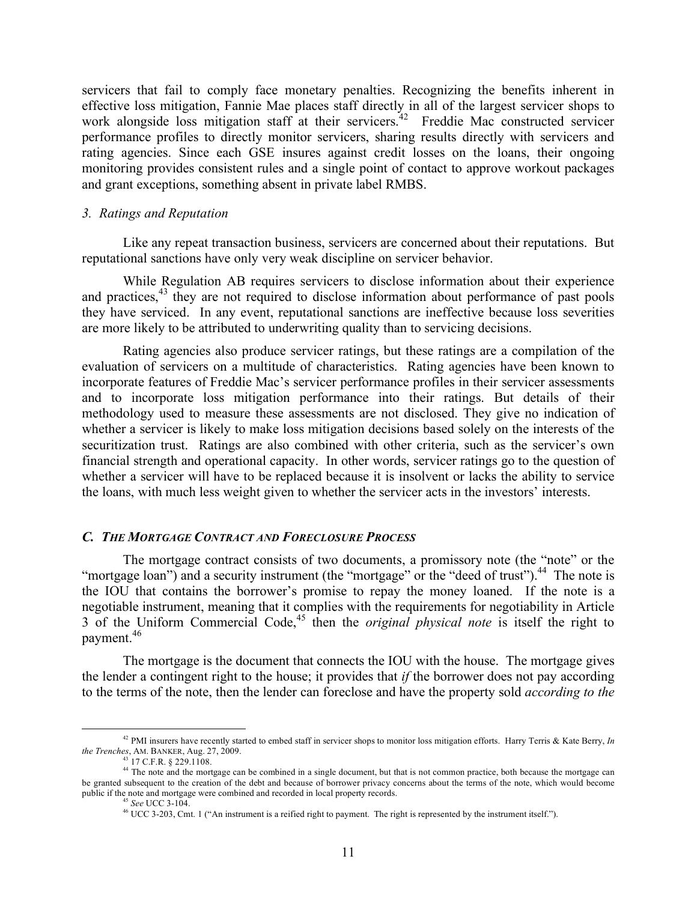servicers that fail to comply face monetary penalties. Recognizing the benefits inherent in effective loss mitigation, Fannie Mae places staff directly in all of the largest servicer shops to work alongside loss mitigation staff at their servicers.[42] Freddie Mac constructed servicer performance profiles to directly monitor servicers, sharing results directly with servicers and rating agencies. Since each GSE insures against credit losses on the loans, their ongoing monitoring provides consistent rules and a single point of contact to approve workout packages and grant exceptions, something absent in private label RMBS.

### *3. Ratings and Reputation*

Like any repeat transaction business, servicers are concerned about their reputations. But reputational sanctions have only very weak discipline on servicer behavior.

While Regulation AB requires servicers to disclose information about their experience and practices,[43] they are not required to disclose information about performance of past pools they have serviced. In any event, reputational sanctions are ineffective because loss severities are more likely to be attributed to underwriting quality than to servicing decisions.

Rating agencies also produce servicer ratings, but these ratings are a compilation of the evaluation of servicers on a multitude of characteristics. Rating agencies have been known to incorporate features of Freddie Mac's servicer performance profiles in their servicer assessments and to incorporate loss mitigation performance into their ratings. But details of their methodology used to measure these assessments are not disclosed. They give no indication of whether a servicer is likely to make loss mitigation decisions based solely on the interests of the securitization trust. Ratings are also combined with other criteria, such as the servicer's own financial strength and operational capacity. In other words, servicer ratings go to the question of whether a servicer will have to be replaced because it is insolvent or lacks the ability to service the loans, with much less weight given to whether the servicer acts in the investors' interests.

## ***C. The Mortgage Contract and Foreclosure Process***

The mortgage contract consists of two documents, a promissory note (the "note" or the "mortgage loan") and a security instrument (the "mortgage" or the "deed of trust").[44] The note is the IOU that contains the borrower's promise to repay the money loaned. If the note is a negotiable instrument, meaning that it complies with the requirements for negotiability in Article 3 of the Uniform Commercial Code,[45] then the *original physical note* is itself the right to payment.[46]

The mortgage is the document that connects the IOU with the house. The mortgage gives the lender a contingent right to the house; it provides that *if* the borrower does not pay according to the terms of the note, then the lender can foreclose and have the property sold *according to the*

---

[42] PMI insurers have recently started to embed staff in servicer shops to monitor loss mitigation efforts. Harry Terris & Kate Berry, *In the Trenches*, AM. BANKER, Aug. 27, 2009.

[43] 17 C.F.R. § 229.1108.

[44] The note and the mortgage can be combined in a single document, but that is not common practice, both because the mortgage can be granted subsequent to the creation of the debt and because of borrower privacy concerns about the terms of the note, which would become public if the note and mortgage were combined and recorded in local property records.

[45] *See* UCC 3-104.

[46] UCC 3-203, Cmt. 1 ("An instrument is a reified right to payment. The right is represented by the instrument itself.").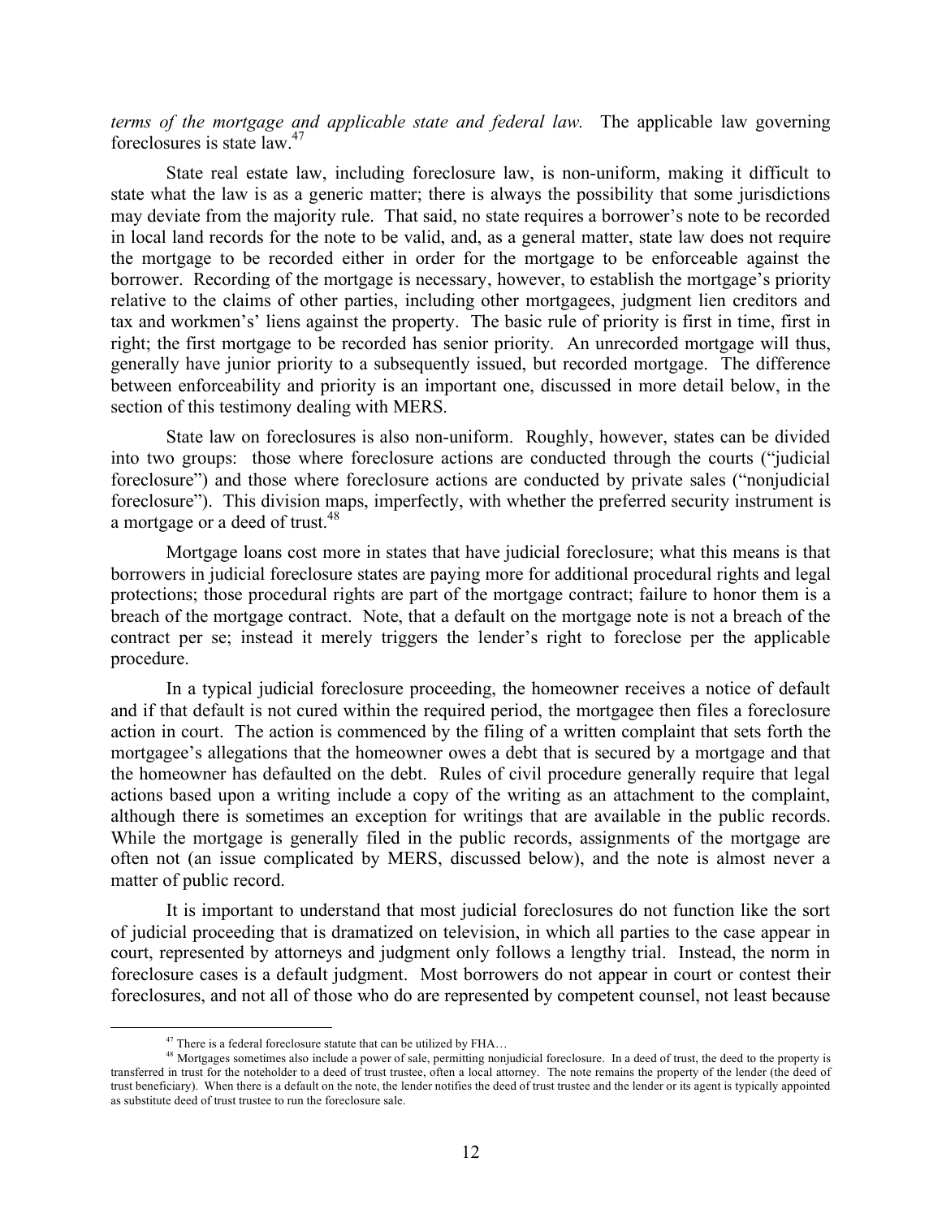*terms of the mortgage and applicable state and federal law.* The applicable law governing foreclosures is state law.[47]

State real estate law, including foreclosure law, is non-uniform, making it difficult to state what the law is as a generic matter; there is always the possibility that some jurisdictions may deviate from the majority rule. That said, no state requires a borrower's note to be recorded in local land records for the note to be valid, and, as a general matter, state law does not require the mortgage to be recorded either in order for the mortgage to be enforceable against the borrower. Recording of the mortgage is necessary, however, to establish the mortgage's priority relative to the claims of other parties, including other mortgagees, judgment lien creditors and tax and workmen's' liens against the property. The basic rule of priority is first in time, first in right; the first mortgage to be recorded has senior priority. An unrecorded mortgage will thus, generally have junior priority to a subsequently issued, but recorded mortgage. The difference between enforceability and priority is an important one, discussed in more detail below, in the section of this testimony dealing with MERS.

State law on foreclosures is also non-uniform. Roughly, however, states can be divided into two groups: those where foreclosure actions are conducted through the courts ("judicial foreclosure") and those where foreclosure actions are conducted by private sales ("nonjudicial foreclosure"). This division maps, imperfectly, with whether the preferred security instrument is a mortgage or a deed of trust.[48]

Mortgage loans cost more in states that have judicial foreclosure; what this means is that borrowers in judicial foreclosure states are paying more for additional procedural rights and legal protections; those procedural rights are part of the mortgage contract; failure to honor them is a breach of the mortgage contract. Note, that a default on the mortgage note is not a breach of the contract per se; instead it merely triggers the lender's right to foreclose per the applicable procedure.

In a typical judicial foreclosure proceeding, the homeowner receives a notice of default and if that default is not cured within the required period, the mortgagee then files a foreclosure action in court. The action is commenced by the filing of a written complaint that sets forth the mortgagee's allegations that the homeowner owes a debt that is secured by a mortgage and that the homeowner has defaulted on the debt. Rules of civil procedure generally require that legal actions based upon a writing include a copy of the writing as an attachment to the complaint, although there is sometimes an exception for writings that are available in the public records. While the mortgage is generally filed in the public records, assignments of the mortgage are often not (an issue complicated by MERS, discussed below), and the note is almost never a matter of public record.

It is important to understand that most judicial foreclosures do not function like the sort of judicial proceeding that is dramatized on television, in which all parties to the case appear in court, represented by attorneys and judgment only follows a lengthy trial. Instead, the norm in foreclosure cases is a default judgment. Most borrowers do not appear in court or contest their foreclosures, and not all of those who do are represented by competent counsel, not least because

---

[47] There is a federal foreclosure statute that can be utilized by FHA…

[48] Mortgages sometimes also include a power of sale, permitting nonjudicial foreclosure. In a deed of trust, the deed to the property is transferred in trust for the noteholder to a deed of trust trustee, often a local attorney. The note remains the property of the lender (the deed of trust beneficiary). When there is a default on the note, the lender notifies the deed of trust trustee and the lender or its agent is typically appointed as substitute deed of trust trustee to run the foreclosure sale.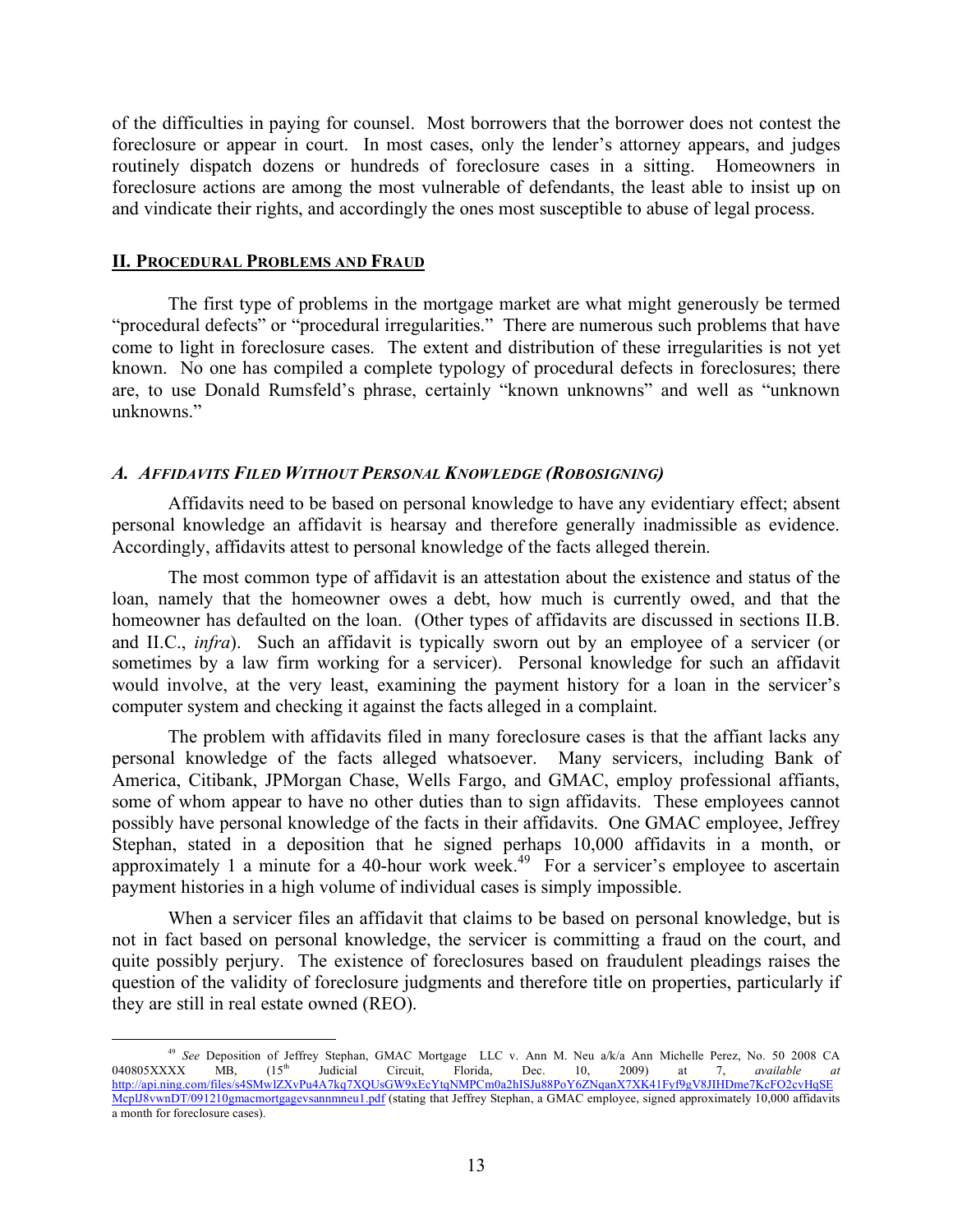of the difficulties in paying for counsel. Most borrowers that the borrower does not contest the foreclosure or appear in court. In most cases, only the lender's attorney appears, and judges routinely dispatch dozens or hundreds of foreclosure cases in a sitting. Homeowners in foreclosure actions are among the most vulnerable of defendants, the least able to insist up on and vindicate their rights, and accordingly the ones most susceptible to abuse of legal process.

## II. PROCEDURAL PROBLEMS AND FRAUD

The first type of problems in the mortgage market are what might generously be termed "procedural defects" or "procedural irregularities." There are numerous such problems that have come to light in foreclosure cases. The extent and distribution of these irregularities is not yet known. No one has compiled a complete typology of procedural defects in foreclosures; there are, to use Donald Rumsfeld's phrase, certainly "known unknowns" and well as "unknown unknowns."

### *A. AFFIDAVITS FILED WITHOUT PERSONAL KNOWLEDGE (ROBOSIGNING)*

Affidavits need to be based on personal knowledge to have any evidentiary effect; absent personal knowledge an affidavit is hearsay and therefore generally inadmissible as evidence. Accordingly, affidavits attest to personal knowledge of the facts alleged therein.

The most common type of affidavit is an attestation about the existence and status of the loan, namely that the homeowner owes a debt, how much is currently owed, and that the homeowner has defaulted on the loan. (Other types of affidavits are discussed in sections II.B. and II.C., *infra*). Such an affidavit is typically sworn out by an employee of a servicer (or sometimes by a law firm working for a servicer). Personal knowledge for such an affidavit would involve, at the very least, examining the payment history for a loan in the servicer's computer system and checking it against the facts alleged in a complaint.

The problem with affidavits filed in many foreclosure cases is that the affiant lacks any personal knowledge of the facts alleged whatsoever. Many servicers, including Bank of America, Citibank, JPMorgan Chase, Wells Fargo, and GMAC, employ professional affiants, some of whom appear to have no other duties than to sign affidavits. These employees cannot possibly have personal knowledge of the facts in their affidavits. One GMAC employee, Jeffrey Stephan, stated in a deposition that he signed perhaps 10,000 affidavits in a month, or approximately 1 a minute for a 40-hour work week.[49] For a servicer's employee to ascertain payment histories in a high volume of individual cases is simply impossible.

When a servicer files an affidavit that claims to be based on personal knowledge, but is not in fact based on personal knowledge, the servicer is committing a fraud on the court, and quite possibly perjury. The existence of foreclosures based on fraudulent pleadings raises the question of the validity of foreclosure judgments and therefore title on properties, particularly if they are still in real estate owned (REO).

---

[49] *See* Deposition of Jeffrey Stephan, GMAC Mortgage LLC v. Ann M. Neu a/k/a Ann Michelle Perez, No. 50 2008 CA 040805XXXX MB, (15th Judicial Circuit, Florida, Dec. 10, 2009) at 7, *available at* http://api.ning.com/files/s4SMwlZXvPu4A7kq7XQUsGW9xEcYtqNMPCm0a2hISJu88PoY6ZNqanX7XK41Fyf9gV8JIHDme7KcFO2cvHqSEMcplJ8vwnDT/091210gmacmortgagevsannmneu1.pdf (stating that Jeffrey Stephan, a GMAC employee, signed approximately 10,000 affidavits a month for foreclosure cases).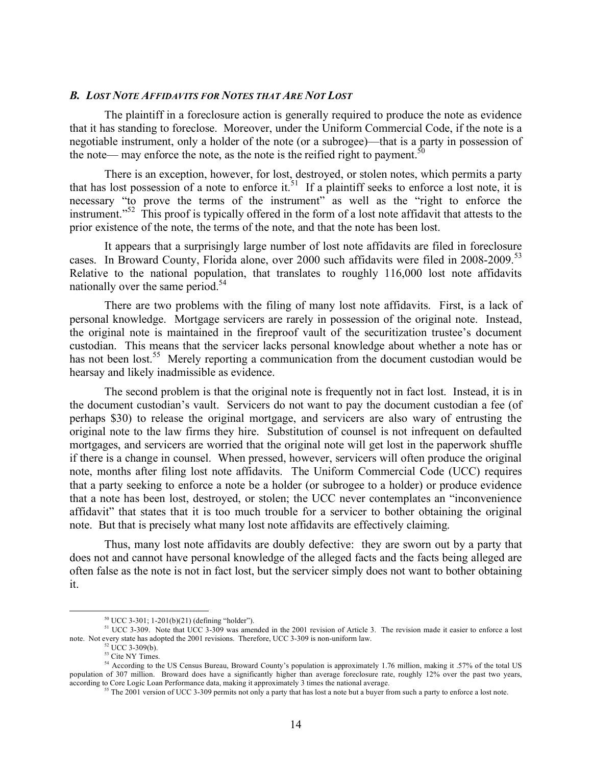### *B. Lost Note Affidavits for Notes that Are Not Lost*

The plaintiff in a foreclosure action is generally required to produce the note as evidence that it has standing to foreclose. Moreover, under the Uniform Commercial Code, if the note is a negotiable instrument, only a holder of the note (or a subrogee)—that is a party in possession of the note— may enforce the note, as the note is the reified right to payment.[50]

There is an exception, however, for lost, destroyed, or stolen notes, which permits a party that has lost possession of a note to enforce it.[51] If a plaintiff seeks to enforce a lost note, it is necessary "to prove the terms of the instrument" as well as the "right to enforce the instrument."[52] This proof is typically offered in the form of a lost note affidavit that attests to the prior existence of the note, the terms of the note, and that the note has been lost.

It appears that a surprisingly large number of lost note affidavits are filed in foreclosure cases. In Broward County, Florida alone, over 2000 such affidavits were filed in 2008-2009.[53] Relative to the national population, that translates to roughly 116,000 lost note affidavits nationally over the same period.[54]

There are two problems with the filing of many lost note affidavits. First, is a lack of personal knowledge. Mortgage servicers are rarely in possession of the original note. Instead, the original note is maintained in the fireproof vault of the securitization trustee's document custodian. This means that the servicer lacks personal knowledge about whether a note has or has not been lost.[55] Merely reporting a communication from the document custodian would be hearsay and likely inadmissible as evidence.

The second problem is that the original note is frequently not in fact lost. Instead, it is in the document custodian's vault. Servicers do not want to pay the document custodian a fee (of perhaps $30) to release the original mortgage, and servicers are also wary of entrusting the original note to the law firms they hire. Substitution of counsel is not infrequent on defaulted mortgages, and servicers are worried that the original note will get lost in the paperwork shuffle if there is a change in counsel. When pressed, however, servicers will often produce the original note, months after filing lost note affidavits. The Uniform Commercial Code (UCC) requires that a party seeking to enforce a note be a holder (or subrogee to a holder) or produce evidence that a note has been lost, destroyed, or stolen; the UCC never contemplates an "inconvenience affidavit" that states that it is too much trouble for a servicer to bother obtaining the original note. But that is precisely what many lost note affidavits are effectively claiming.

Thus, many lost note affidavits are doubly defective: they are sworn out by a party that does not and cannot have personal knowledge of the alleged facts and the facts being alleged are often false as the note is not in fact lost, but the servicer simply does not want to bother obtaining it.

---

[50] UCC 3-301; 1-201(b)(21) (defining "holder").

[51] UCC 3-309. Note that UCC 3-309 was amended in the 2001 revision of Article 3. The revision made it easier to enforce a lost note. Not every state has adopted the 2001 revisions. Therefore, UCC 3-309 is non-uniform law.

[52] UCC 3-309(b).

[53] Cite NY Times.

[54] According to the US Census Bureau, Broward County's population is approximately 1.76 million, making it .57% of the total US population of 307 million. Broward does have a significantly higher than average foreclosure rate, roughly 12% over the past two years, according to Core Logic Loan Performance data, making it approximately 3 times the national average.

[55] The 2001 version of UCC 3-309 permits not only a party that has lost a note but a buyer from such a party to enforce a lost note.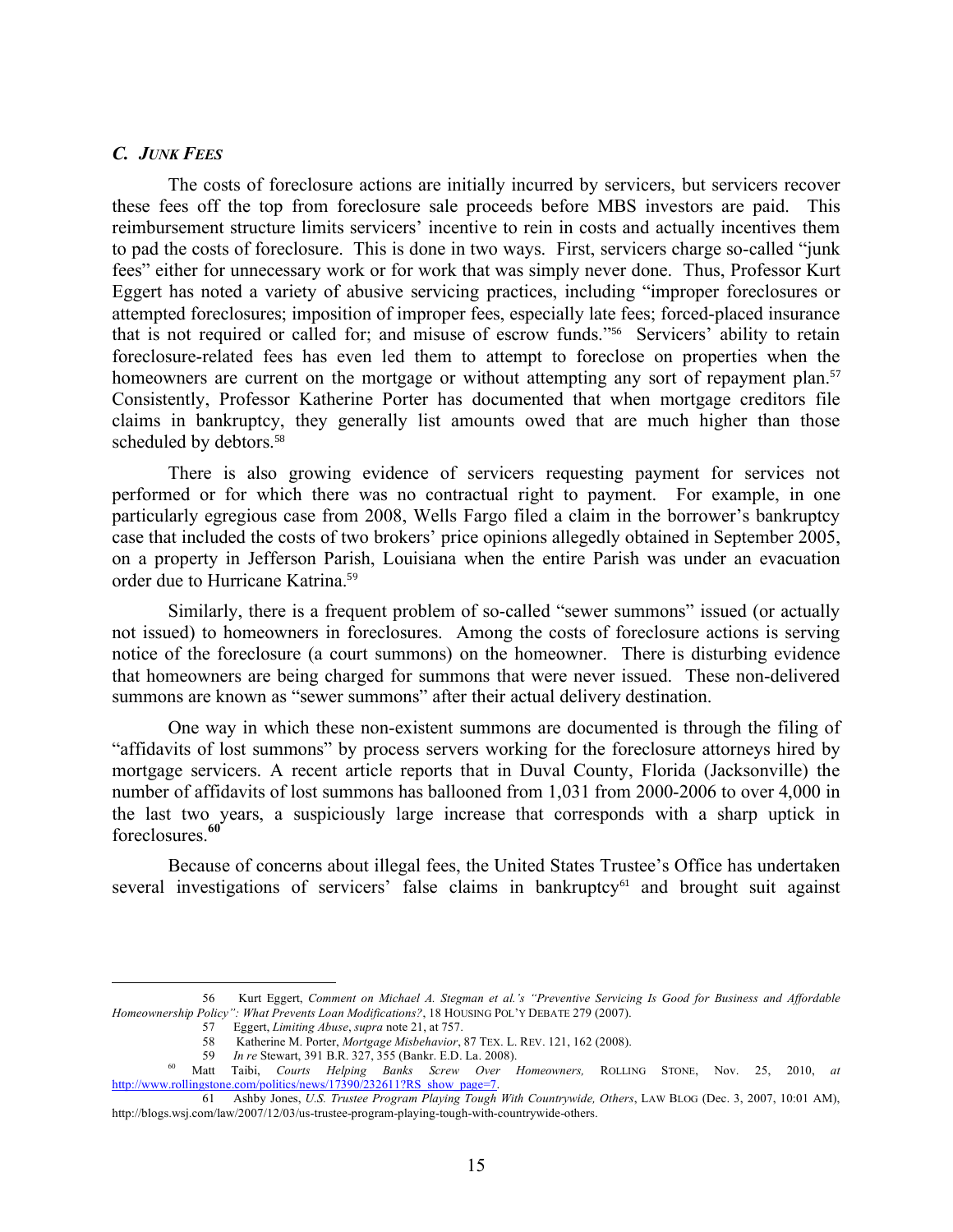### *C. JUNK FEES*

The costs of foreclosure actions are initially incurred by servicers, but servicers recover these fees off the top from foreclosure sale proceeds before MBS investors are paid. This reimbursement structure limits servicers' incentive to rein in costs and actually incentives them to pad the costs of foreclosure. This is done in two ways. First, servicers charge so-called "junk fees" either for unnecessary work or for work that was simply never done. Thus, Professor Kurt Eggert has noted a variety of abusive servicing practices, including "improper foreclosures or attempted foreclosures; imposition of improper fees, especially late fees; forced-placed insurance that is not required or called for; and misuse of escrow funds."[56] Servicers' ability to retain foreclosure-related fees has even led them to attempt to foreclose on properties when the homeowners are current on the mortgage or without attempting any sort of repayment plan.[57] Consistently, Professor Katherine Porter has documented that when mortgage creditors file claims in bankruptcy, they generally list amounts owed that are much higher than those scheduled by debtors.[58]

There is also growing evidence of servicers requesting payment for services not performed or for which there was no contractual right to payment. For example, in one particularly egregious case from 2008, Wells Fargo filed a claim in the borrower's bankruptcy case that included the costs of two brokers' price opinions allegedly obtained in September 2005, on a property in Jefferson Parish, Louisiana when the entire Parish was under an evacuation order due to Hurricane Katrina.[59]

Similarly, there is a frequent problem of so-called "sewer summons" issued (or actually not issued) to homeowners in foreclosures. Among the costs of foreclosure actions is serving notice of the foreclosure (a court summons) on the homeowner. There is disturbing evidence that homeowners are being charged for summons that were never issued. These non-delivered summons are known as "sewer summons" after their actual delivery destination.

One way in which these non-existent summons are documented is through the filing of "affidavits of lost summons" by process servers working for the foreclosure attorneys hired by mortgage servicers. A recent article reports that in Duval County, Florida (Jacksonville) the number of affidavits of lost summons has ballooned from 1,031 from 2000-2006 to over 4,000 in the last two years, a suspiciously large increase that corresponds with a sharp uptick in foreclosures.[60]

Because of concerns about illegal fees, the United States Trustee's Office has undertaken several investigations of servicers' false claims in bankruptcy[61] and brought suit against

---

56 Kurt Eggert, *Comment on Michael A. Stegman et al.'s "Preventive Servicing Is Good for Business and Affordable Homeownership Policy": What Prevents Loan Modifications?*, 18 HOUSING POL'Y DEBATE 279 (2007).

57 Eggert, *Limiting Abuse*, *supra* note 21, at 757.

58 Katherine M. Porter, *Mortgage Misbehavior*, 87 TEX. L. REV. 121, 162 (2008).

59 *In re* Stewart, 391 B.R. 327, 355 (Bankr. E.D. La. 2008).

60 Matt Taibi, *Courts Helping Banks Screw Over Homeowners,* ROLLING STONE, Nov. 25, 2010, *at* http://www.rollingstone.com/politics/news/17390/232611?RS_show_page=7.

61 Ashby Jones, *U.S. Trustee Program Playing Tough With Countrywide, Others*, LAW BLOG (Dec. 3, 2007, 10:01 AM), http://blogs.wsj.com/law/2007/12/03/us-trustee-program-playing-tough-with-countrywide-others.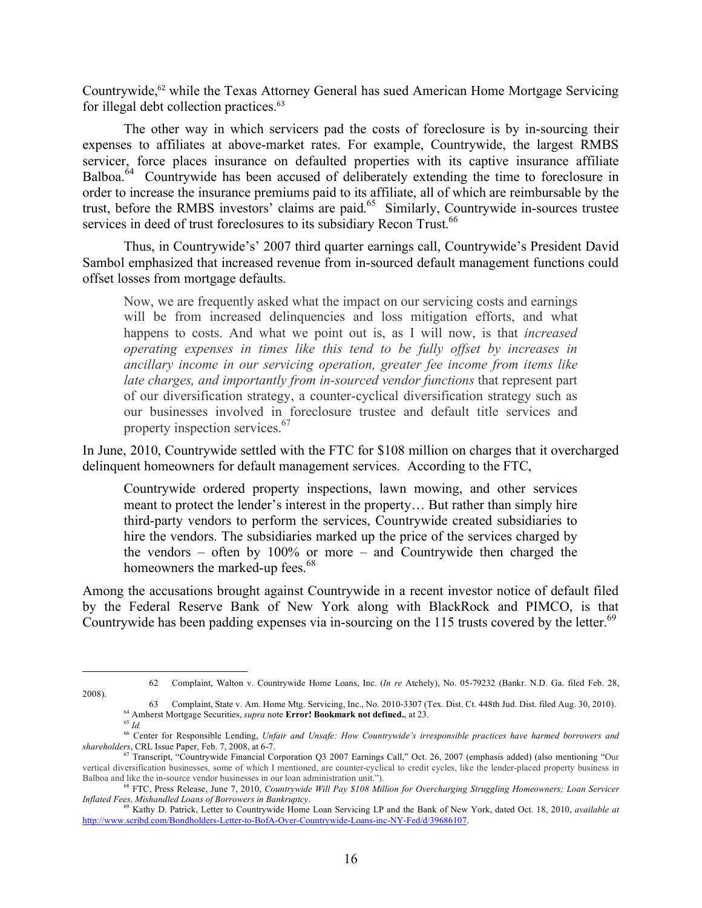Countrywide,[62] while the Texas Attorney General has sued American Home Mortgage Servicing for illegal debt collection practices.[63]

The other way in which servicers pad the costs of foreclosure is by in-sourcing their expenses to affiliates at above-market rates. For example, Countrywide, the largest RMBS servicer, force places insurance on defaulted properties with its captive insurance affiliate Balboa.[64] Countrywide has been accused of deliberately extending the time to foreclosure in order to increase the insurance premiums paid to its affiliate, all of which are reimbursable by the trust, before the RMBS investors' claims are paid.[65] Similarly, Countrywide in-sources trustee services in deed of trust foreclosures to its subsidiary Recon Trust.[66]

Thus, in Countrywide's' 2007 third quarter earnings call, Countrywide's President David Sambol emphasized that increased revenue from in-sourced default management functions could offset losses from mortgage defaults.

> Now, we are frequently asked what the impact on our servicing costs and earnings will be from increased delinquencies and loss mitigation efforts, and what happens to costs. And what we point out is, as I will now, is that *increased operating expenses in times like this tend to be fully offset by increases in ancillary income in our servicing operation, greater fee income from items like late charges, and importantly from in-sourced vendor functions* that represent part of our diversification strategy, a counter-cyclical diversification strategy such as our businesses involved in foreclosure trustee and default title services and property inspection services.[67]

In June, 2010, Countrywide settled with the FTC for $108 million on charges that it overcharged delinquent homeowners for default management services. According to the FTC,

> Countrywide ordered property inspections, lawn mowing, and other services meant to protect the lender's interest in the property… But rather than simply hire third-party vendors to perform the services, Countrywide created subsidiaries to hire the vendors. The subsidiaries marked up the price of the services charged by the vendors – often by 100% or more – and Countrywide then charged the homeowners the marked-up fees.[68]

Among the accusations brought against Countrywide in a recent investor notice of default filed by the Federal Reserve Bank of New York along with BlackRock and PIMCO, is that Countrywide has been padding expenses via in-sourcing on the 115 trusts covered by the letter.[69]

---

62 Complaint, Walton v. Countrywide Home Loans, Inc. (*In re* Atchely), No. 05-79232 (Bankr. N.D. Ga. filed Feb. 28, 2008).

63 Complaint, State v. Am. Home Mtg. Servicing, Inc., No. 2010-3307 (Tex. Dist. Ct. 448th Jud. Dist. filed Aug. 30, 2010).

64 Amherst Mortgage Securities, *supra* note **Error! Bookmark not defined.**, at 23.

65 *Id.*

66 Center for Responsible Lending, *Unfair and Unsafe: How Countrywide's irresponsible practices have harmed borrowers and shareholders*, CRL Issue Paper, Feb. 7, 2008, at 6-7.

67 Transcript, "Countrywide Financial Corporation Q3 2007 Earnings Call," Oct. 26, 2007 (emphasis added) (also mentioning "Our vertical diversification businesses, some of which I mentioned, are counter-cyclical to credit cycles, like the lender-placed property business in Balboa and like the in-source vendor businesses in our loan administration unit.").

68 FTC, Press Release, June 7, 2010, *Countrywide Will Pay $108 Million for Overcharging Struggling Homeowners; Loan Servicer Inflated Fees, Mishandled Loans of Borrowers in Bankruptcy*.

69 Kathy D. Patrick, Letter to Countrywide Home Loan Servicing LP and the Bank of New York, dated Oct. 18, 2010, *available at* http://www.scribd.com/Bondholders-Letter-to-BofA-Over-Countrywide-Loans-inc-NY-Fed/d/39686107.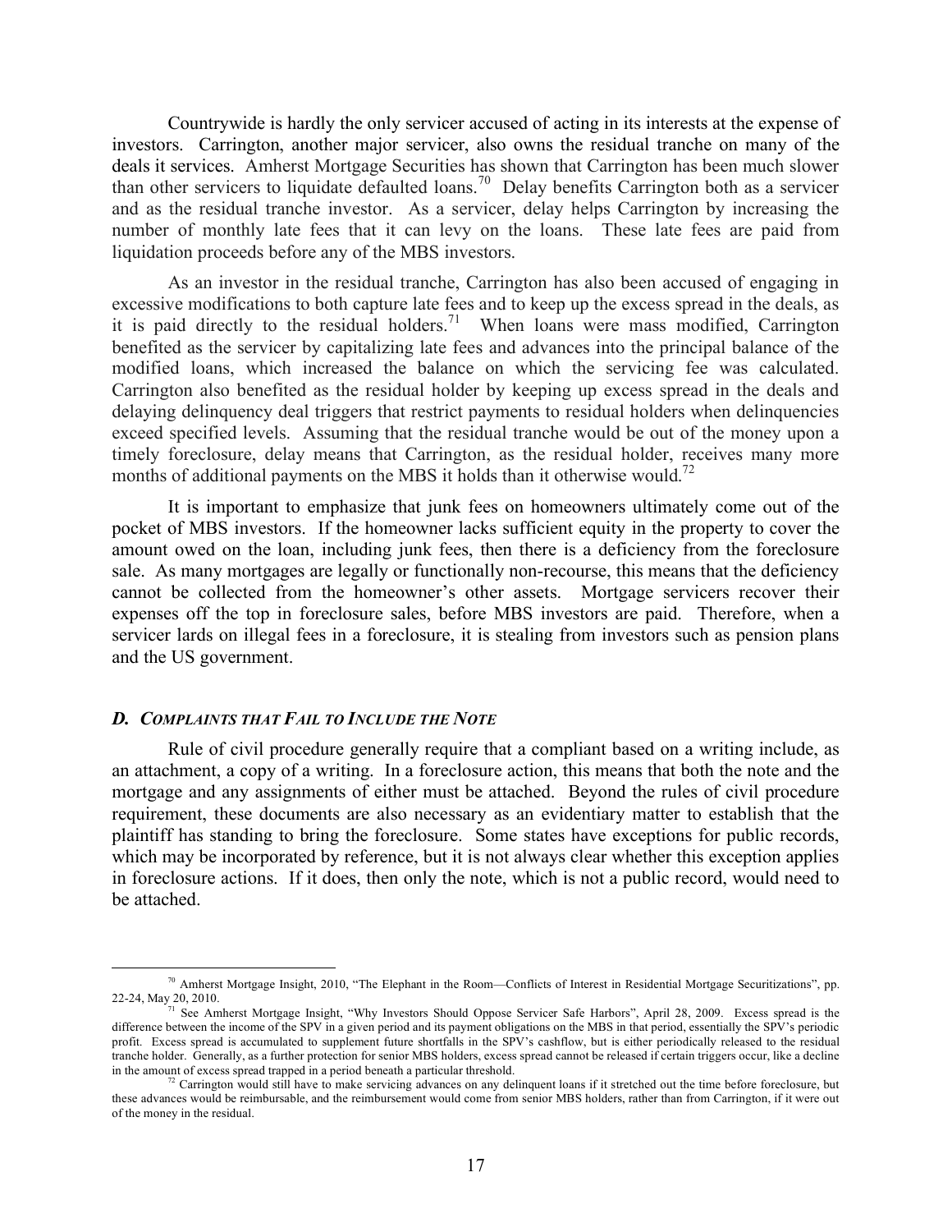Countrywide is hardly the only servicer accused of acting in its interests at the expense of investors. Carrington, another major servicer, also owns the residual tranche on many of the deals it services. Amherst Mortgage Securities has shown that Carrington has been much slower than other servicers to liquidate defaulted loans.[70] Delay benefits Carrington both as a servicer and as the residual tranche investor. As a servicer, delay helps Carrington by increasing the number of monthly late fees that it can levy on the loans. These late fees are paid from liquidation proceeds before any of the MBS investors.

As an investor in the residual tranche, Carrington has also been accused of engaging in excessive modifications to both capture late fees and to keep up the excess spread in the deals, as it is paid directly to the residual holders.[71] When loans were mass modified, Carrington benefited as the servicer by capitalizing late fees and advances into the principal balance of the modified loans, which increased the balance on which the servicing fee was calculated. Carrington also benefited as the residual holder by keeping up excess spread in the deals and delaying delinquency deal triggers that restrict payments to residual holders when delinquencies exceed specified levels. Assuming that the residual tranche would be out of the money upon a timely foreclosure, delay means that Carrington, as the residual holder, receives many more months of additional payments on the MBS it holds than it otherwise would.[72]

It is important to emphasize that junk fees on homeowners ultimately come out of the pocket of MBS investors. If the homeowner lacks sufficient equity in the property to cover the amount owed on the loan, including junk fees, then there is a deficiency from the foreclosure sale. As many mortgages are legally or functionally non-recourse, this means that the deficiency cannot be collected from the homeowner's other assets. Mortgage servicers recover their expenses off the top in foreclosure sales, before MBS investors are paid. Therefore, when a servicer lards on illegal fees in a foreclosure, it is stealing from investors such as pension plans and the US government.

### *D. Complaints that Fail to Include the Note*

Rule of civil procedure generally require that a compliant based on a writing include, as an attachment, a copy of a writing. In a foreclosure action, this means that both the note and the mortgage and any assignments of either must be attached. Beyond the rules of civil procedure requirement, these documents are also necessary as an evidentiary matter to establish that the plaintiff has standing to bring the foreclosure. Some states have exceptions for public records, which may be incorporated by reference, but it is not always clear whether this exception applies in foreclosure actions. If it does, then only the note, which is not a public record, would need to be attached.

---

[70] Amherst Mortgage Insight, 2010, "The Elephant in the Room—Conflicts of Interest in Residential Mortgage Securitizations", pp. 22-24, May 20, 2010.

[71] See Amherst Mortgage Insight, "Why Investors Should Oppose Servicer Safe Harbors", April 28, 2009. Excess spread is the difference between the income of the SPV in a given period and its payment obligations on the MBS in that period, essentially the SPV's periodic profit. Excess spread is accumulated to supplement future shortfalls in the SPV's cashflow, but is either periodically released to the residual tranche holder. Generally, as a further protection for senior MBS holders, excess spread cannot be released if certain triggers occur, like a decline in the amount of excess spread trapped in a period beneath a particular threshold.

[72] Carrington would still have to make servicing advances on any delinquent loans if it stretched out the time before foreclosure, but these advances would be reimbursable, and the reimbursement would come from senior MBS holders, rather than from Carrington, if it were out of the money in the residual.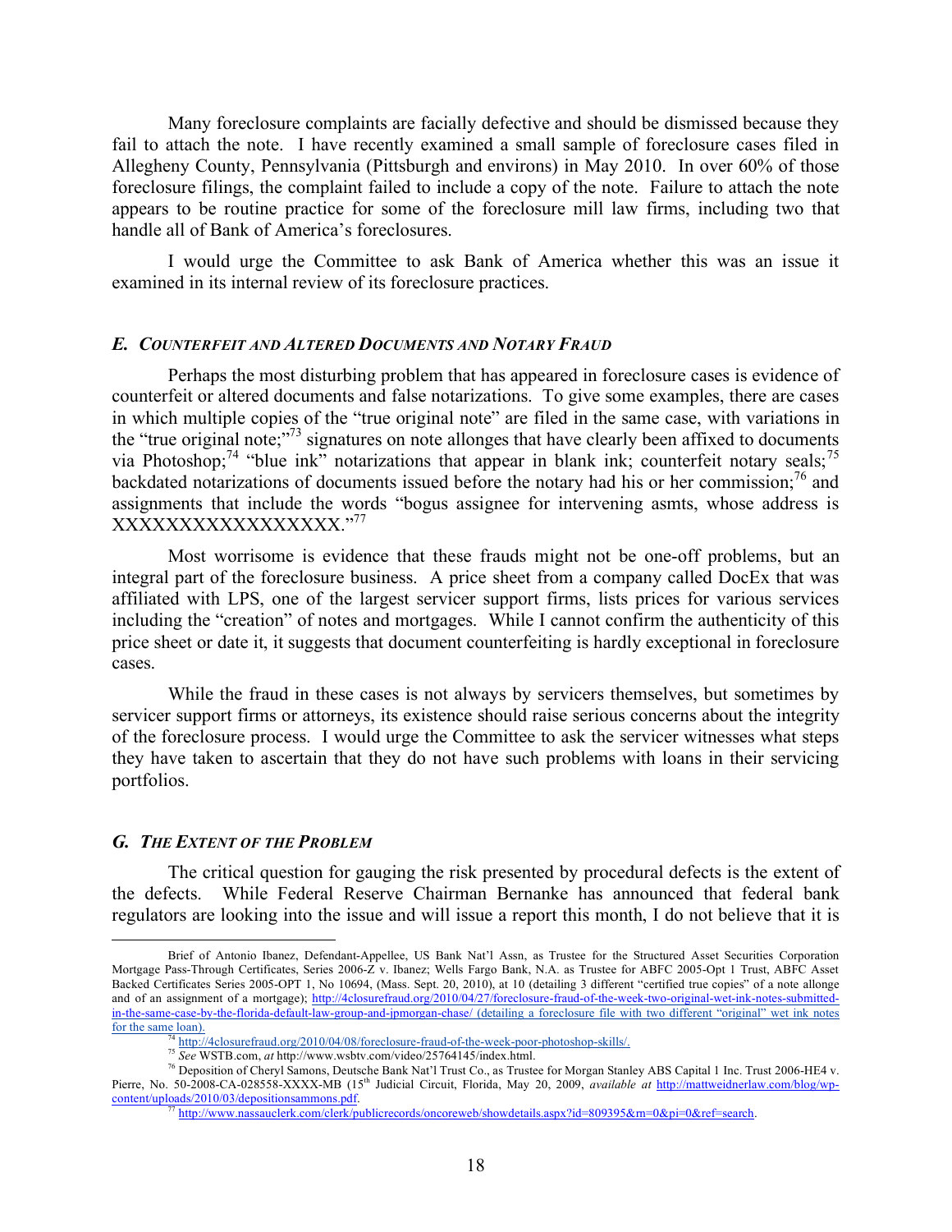Many foreclosure complaints are facially defective and should be dismissed because they fail to attach the note. I have recently examined a small sample of foreclosure cases filed in Allegheny County, Pennsylvania (Pittsburgh and environs) in May 2010. In over 60% of those foreclosure filings, the complaint failed to include a copy of the note. Failure to attach the note appears to be routine practice for some of the foreclosure mill law firms, including two that handle all of Bank of America's foreclosures.

I would urge the Committee to ask Bank of America whether this was an issue it examined in its internal review of its foreclosure practices.

### *E. Counterfeit and Altered Documents and Notary Fraud*

Perhaps the most disturbing problem that has appeared in foreclosure cases is evidence of counterfeit or altered documents and false notarizations. To give some examples, there are cases in which multiple copies of the "true original note" are filed in the same case, with variations in the "true original note;"[73] signatures on note allonges that have clearly been affixed to documents via Photoshop;[74] "blue ink" notarizations that appear in blank ink; counterfeit notary seals;[75] backdated notarizations of documents issued before the notary had his or her commission;[76] and assignments that include the words "bogus assignee for intervening asmts, whose address is XXXXXXXXXXXXXXXXX."[77]

Most worrisome is evidence that these frauds might not be one-off problems, but an integral part of the foreclosure business. A price sheet from a company called DocEx that was affiliated with LPS, one of the largest servicer support firms, lists prices for various services including the "creation" of notes and mortgages. While I cannot confirm the authenticity of this price sheet or date it, it suggests that document counterfeiting is hardly exceptional in foreclosure cases.

While the fraud in these cases is not always by servicers themselves, but sometimes by servicer support firms or attorneys, its existence should raise serious concerns about the integrity of the foreclosure process. I would urge the Committee to ask the servicer witnesses what steps they have taken to ascertain that they do not have such problems with loans in their servicing portfolios.

### *G. The Extent of the Problem*

The critical question for gauging the risk presented by procedural defects is the extent of the defects. While Federal Reserve Chairman Bernanke has announced that federal bank regulators are looking into the issue and will issue a report this month, I do not believe that it is

---

Brief of Antonio Ibanez, Defendant-Appellee, US Bank Nat'l Assn, as Trustee for the Structured Asset Securities Corporation Mortgage Pass-Through Certificates, Series 2006-Z v. Ibanez; Wells Fargo Bank, N.A. as Trustee for ABFC 2005-Opt 1 Trust, ABFC Asset Backed Certificates Series 2005-OPT 1, No 10694, (Mass. Sept. 20, 2010), at 10 (detailing 3 different "certified true copies" of a note allonge and of an assignment of a mortgage); http://4closurefraud.org/2010/04/27/foreclosure-fraud-of-the-week-two-original-wet-ink-notes-submitted-in-the-same-case-by-the-florida-default-law-group-and-jpmorgan-chase/ (detailing a foreclosure file with two different "original" wet ink notes for the same loan).

[74] http://4closurefraud.org/2010/04/08/foreclosure-fraud-of-the-week-poor-photoshop-skills/.

[75] *See* WSTB.com, *at* http://www.wsbtv.com/video/25764145/index.html.

[76] Deposition of Cheryl Samons, Deutsche Bank Nat'l Trust Co., as Trustee for Morgan Stanley ABS Capital 1 Inc. Trust 2006-HE4 v. Pierre, No. 50-2008-CA-028558-XXXX-MB (15th Judicial Circuit, Florida, May 20, 2009, *available at* http://mattweidnerlaw.com/blog/wp-content/uploads/2010/03/depositionsammons.pdf.

[77] http://www.nassauclerk.com/clerk/publicrecords/oncoreweb/showdetails.aspx?id=809395&rn=0&pi=0&ref=search.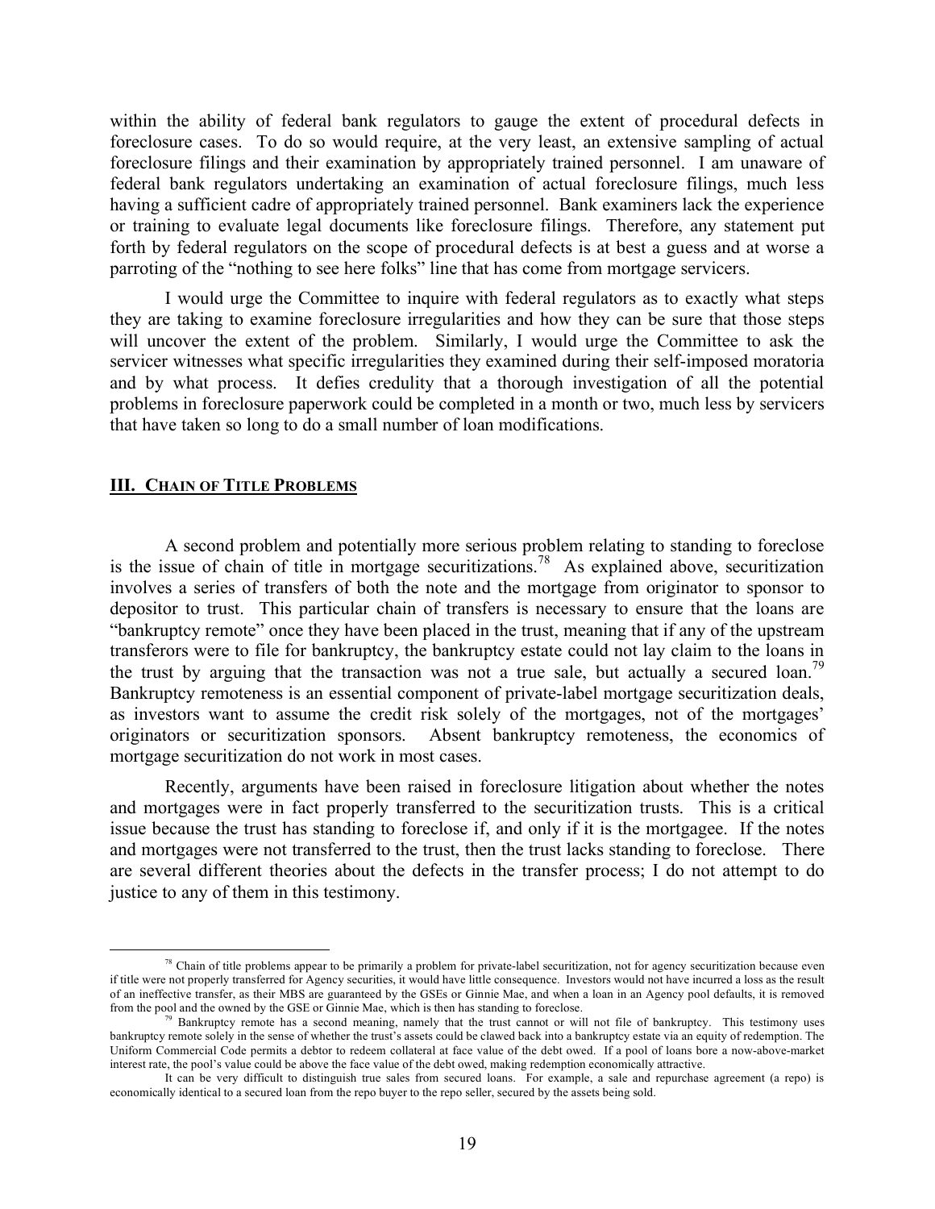within the ability of federal bank regulators to gauge the extent of procedural defects in foreclosure cases. To do so would require, at the very least, an extensive sampling of actual foreclosure filings and their examination by appropriately trained personnel. I am unaware of federal bank regulators undertaking an examination of actual foreclosure filings, much less having a sufficient cadre of appropriately trained personnel. Bank examiners lack the experience or training to evaluate legal documents like foreclosure filings. Therefore, any statement put forth by federal regulators on the scope of procedural defects is at best a guess and at worse a parroting of the "nothing to see here folks" line that has come from mortgage servicers.

I would urge the Committee to inquire with federal regulators as to exactly what steps they are taking to examine foreclosure irregularities and how they can be sure that those steps will uncover the extent of the problem. Similarly, I would urge the Committee to ask the servicer witnesses what specific irregularities they examined during their self-imposed moratoria and by what process. It defies credulity that a thorough investigation of all the potential problems in foreclosure paperwork could be completed in a month or two, much less by servicers that have taken so long to do a small number of loan modifications.

## III. CHAIN OF TITLE PROBLEMS

A second problem and potentially more serious problem relating to standing to foreclose is the issue of chain of title in mortgage securitizations.[78] As explained above, securitization involves a series of transfers of both the note and the mortgage from originator to sponsor to depositor to trust. This particular chain of transfers is necessary to ensure that the loans are "bankruptcy remote" once they have been placed in the trust, meaning that if any of the upstream transferors were to file for bankruptcy, the bankruptcy estate could not lay claim to the loans in the trust by arguing that the transaction was not a true sale, but actually a secured loan.[79] Bankruptcy remoteness is an essential component of private-label mortgage securitization deals, as investors want to assume the credit risk solely of the mortgages, not of the mortgages' originators or securitization sponsors. Absent bankruptcy remoteness, the economics of mortgage securitization do not work in most cases.

Recently, arguments have been raised in foreclosure litigation about whether the notes and mortgages were in fact properly transferred to the securitization trusts. This is a critical issue because the trust has standing to foreclose if, and only if it is the mortgagee. If the notes and mortgages were not transferred to the trust, then the trust lacks standing to foreclose. There are several different theories about the defects in the transfer process; I do not attempt to do justice to any of them in this testimony.

---

[78] Chain of title problems appear to be primarily a problem for private-label securitization, not for agency securitization because even if title were not properly transferred for Agency securities, it would have little consequence. Investors would not have incurred a loss as the result of an ineffective transfer, as their MBS are guaranteed by the GSEs or Ginnie Mae, and when a loan in an Agency pool defaults, it is removed from the pool and the owned by the GSE or Ginnie Mae, which is then has standing to foreclose.

[79] Bankruptcy remote has a second meaning, namely that the trust cannot or will not file of bankruptcy. This testimony uses bankruptcy remote solely in the sense of whether the trust's assets could be clawed back into a bankruptcy estate via an equity of redemption. The Uniform Commercial Code permits a debtor to redeem collateral at face value of the debt owed. If a pool of loans bore a now-above-market interest rate, the pool's value could be above the face value of the debt owed, making redemption economically attractive.

It can be very difficult to distinguish true sales from secured loans. For example, a sale and repurchase agreement (a repo) is economically identical to a secured loan from the repo buyer to the repo seller, secured by the assets being sold.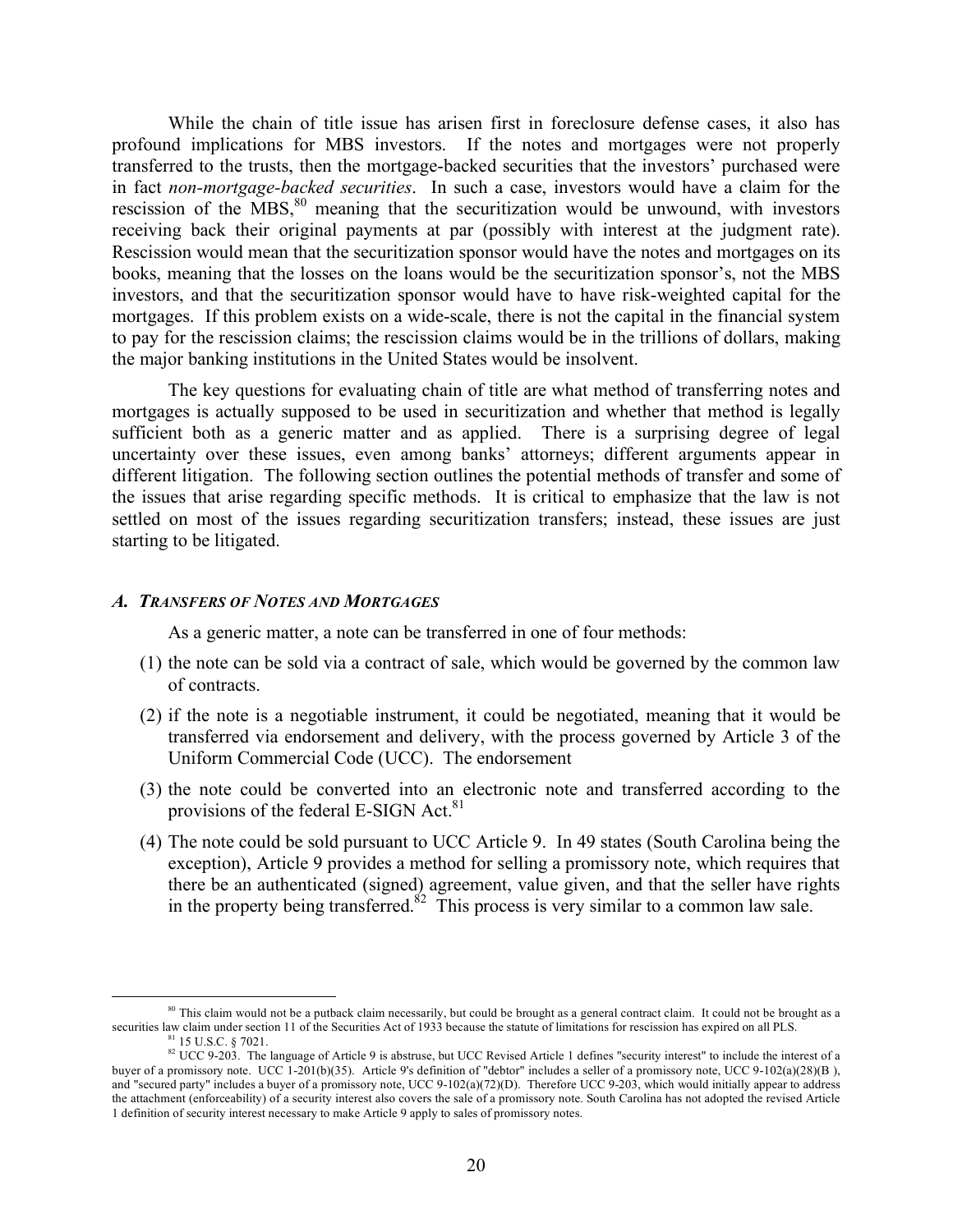While the chain of title issue has arisen first in foreclosure defense cases, it also has profound implications for MBS investors. If the notes and mortgages were not properly transferred to the trusts, then the mortgage-backed securities that the investors' purchased were in fact *non-mortgage-backed securities*. In such a case, investors would have a claim for the rescission of the MBS,[80] meaning that the securitization would be unwound, with investors receiving back their original payments at par (possibly with interest at the judgment rate). Rescission would mean that the securitization sponsor would have the notes and mortgages on its books, meaning that the losses on the loans would be the securitization sponsor's, not the MBS investors, and that the securitization sponsor would have to have risk-weighted capital for the mortgages. If this problem exists on a wide-scale, there is not the capital in the financial system to pay for the rescission claims; the rescission claims would be in the trillions of dollars, making the major banking institutions in the United States would be insolvent.

The key questions for evaluating chain of title are what method of transferring notes and mortgages is actually supposed to be used in securitization and whether that method is legally sufficient both as a generic matter and as applied. There is a surprising degree of legal uncertainty over these issues, even among banks' attorneys; different arguments appear in different litigation. The following section outlines the potential methods of transfer and some of the issues that arise regarding specific methods. It is critical to emphasize that the law is not settled on most of the issues regarding securitization transfers; instead, these issues are just starting to be litigated.

### *A. Transfers of Notes and Mortgages*

As a generic matter, a note can be transferred in one of four methods:

1. the note can be sold via a contract of sale, which would be governed by the common law of contracts.
2. if the note is a negotiable instrument, it could be negotiated, meaning that it would be transferred via endorsement and delivery, with the process governed by Article 3 of the Uniform Commercial Code (UCC). The endorsement
3. the note could be converted into an electronic note and transferred according to the provisions of the federal E-SIGN Act.[81]
4. The note could be sold pursuant to UCC Article 9. In 49 states (South Carolina being the exception), Article 9 provides a method for selling a promissory note, which requires that there be an authenticated (signed) agreement, value given, and that the seller have rights in the property being transferred.[82] This process is very similar to a common law sale.

---

[80] This claim would not be a putback claim necessarily, but could be brought as a general contract claim. It could not be brought as a securities law claim under section 11 of the Securities Act of 1933 because the statute of limitations for rescission has expired on all PLS.

[81] 15 U.S.C. § 7021.

[82] UCC 9-203. The language of Article 9 is abstruse, but UCC Revised Article 1 defines "security interest" to include the interest of a buyer of a promissory note. UCC 1-201(b)(35). Article 9's definition of "debtor" includes a seller of a promissory note, UCC 9-102(a)(28)(B ), and "secured party" includes a buyer of a promissory note, UCC 9-102(a)(72)(D). Therefore UCC 9-203, which would initially appear to address the attachment (enforceability) of a security interest also covers the sale of a promissory note. South Carolina has not adopted the revised Article 1 definition of security interest necessary to make Article 9 apply to sales of promissory notes.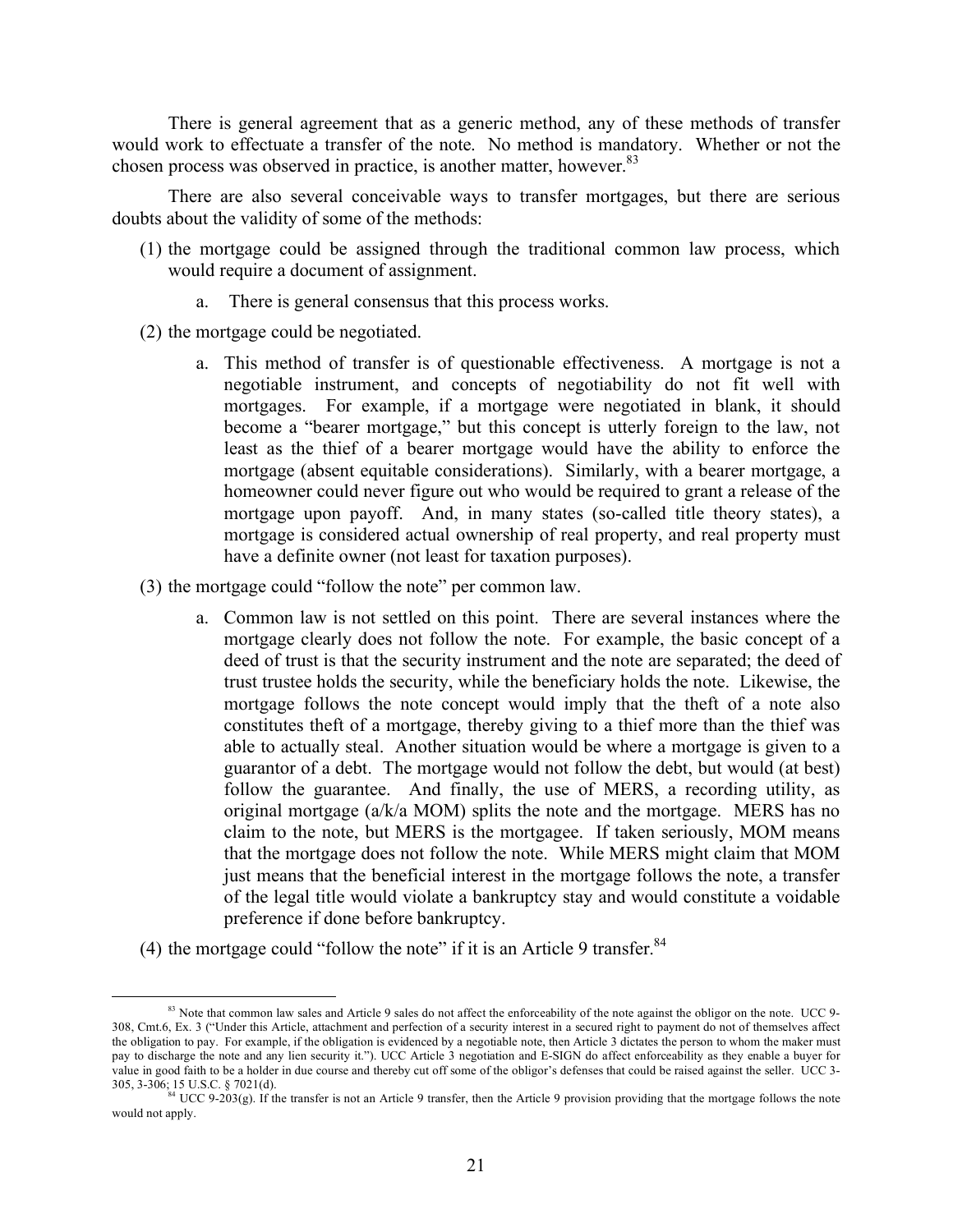There is general agreement that as a generic method, any of these methods of transfer would work to effectuate a transfer of the note. No method is mandatory. Whether or not the chosen process was observed in practice, is another matter, however.[83]

There are also several conceivable ways to transfer mortgages, but there are serious doubts about the validity of some of the methods:

(1) the mortgage could be assigned through the traditional common law process, which would require a document of assignment.

   a. There is general consensus that this process works.

(2) the mortgage could be negotiated.

   a. This method of transfer is of questionable effectiveness. A mortgage is not a negotiable instrument, and concepts of negotiability do not fit well with mortgages. For example, if a mortgage were negotiated in blank, it should become a "bearer mortgage," but this concept is utterly foreign to the law, not least as the thief of a bearer mortgage would have the ability to enforce the mortgage (absent equitable considerations). Similarly, with a bearer mortgage, a homeowner could never figure out who would be required to grant a release of the mortgage upon payoff. And, in many states (so-called title theory states), a mortgage is considered actual ownership of real property, and real property must have a definite owner (not least for taxation purposes).

(3) the mortgage could "follow the note" per common law.

   a. Common law is not settled on this point. There are several instances where the mortgage clearly does not follow the note. For example, the basic concept of a deed of trust is that the security instrument and the note are separated; the deed of trust trustee holds the security, while the beneficiary holds the note. Likewise, the mortgage follows the note concept would imply that the theft of a note also constitutes theft of a mortgage, thereby giving to a thief more than the thief was able to actually steal. Another situation would be where a mortgage is given to a guarantor of a debt. The mortgage would not follow the debt, but would (at best) follow the guarantee. And finally, the use of MERS, a recording utility, as original mortgage (a/k/a MOM) splits the note and the mortgage. MERS has no claim to the note, but MERS is the mortgagee. If taken seriously, MOM means that the mortgage does not follow the note. While MERS might claim that MOM just means that the beneficial interest in the mortgage follows the note, a transfer of the legal title would violate a bankruptcy stay and would constitute a voidable preference if done before bankruptcy.

(4) the mortgage could "follow the note" if it is an Article 9 transfer.[84]

---

[83] Note that common law sales and Article 9 sales do not affect the enforceability of the note against the obligor on the note. UCC 9-308, Cmt.6, Ex. 3 ("Under this Article, attachment and perfection of a security interest in a secured right to payment do not of themselves affect the obligation to pay. For example, if the obligation is evidenced by a negotiable note, then Article 3 dictates the person to whom the maker must pay to discharge the note and any lien security it."). UCC Article 3 negotiation and E-SIGN do affect enforceability as they enable a buyer for value in good faith to be a holder in due course and thereby cut off some of the obligor's defenses that could be raised against the seller. UCC 3-305, 3-306; 15 U.S.C. § 7021(d).

[84] UCC 9-203(g). If the transfer is not an Article 9 transfer, then the Article 9 provision providing that the mortgage follows the note would not apply.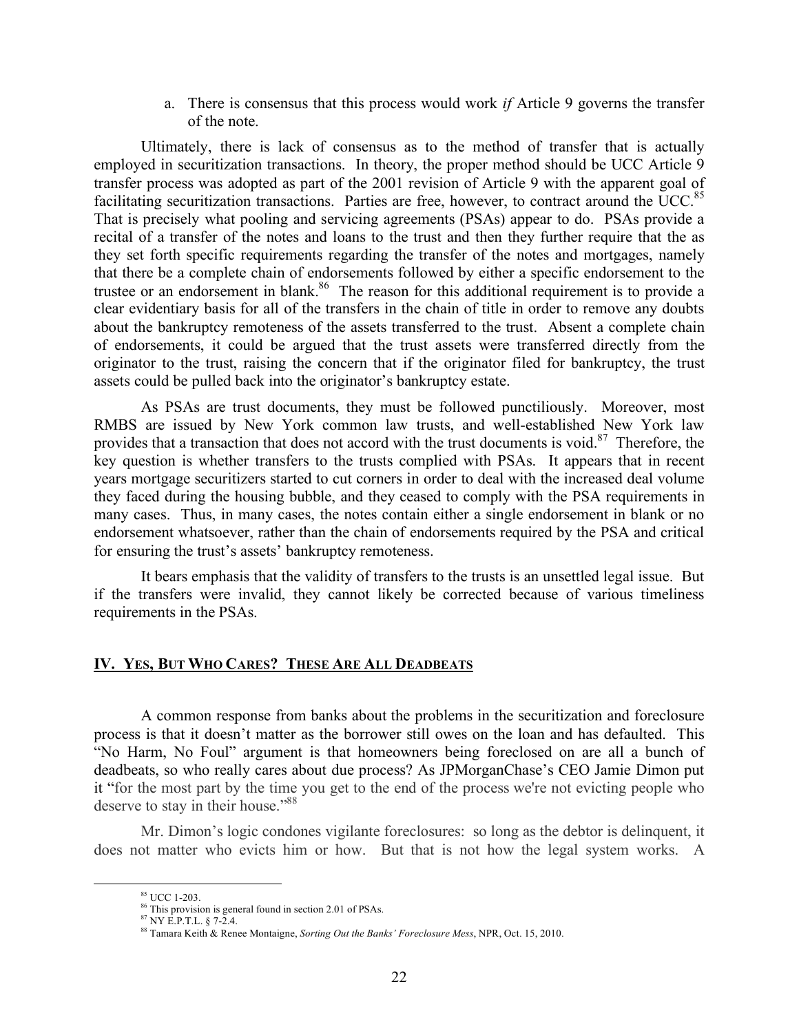a. There is consensus that this process would work *if* Article 9 governs the transfer of the note.

Ultimately, there is lack of consensus as to the method of transfer that is actually employed in securitization transactions. In theory, the proper method should be UCC Article 9 transfer process was adopted as part of the 2001 revision of Article 9 with the apparent goal of facilitating securitization transactions. Parties are free, however, to contract around the UCC.[85] That is precisely what pooling and servicing agreements (PSAs) appear to do. PSAs provide a recital of a transfer of the notes and loans to the trust and then they further require that the as they set forth specific requirements regarding the transfer of the notes and mortgages, namely that there be a complete chain of endorsements followed by either a specific endorsement to the trustee or an endorsement in blank.[86] The reason for this additional requirement is to provide a clear evidentiary basis for all of the transfers in the chain of title in order to remove any doubts about the bankruptcy remoteness of the assets transferred to the trust. Absent a complete chain of endorsements, it could be argued that the trust assets were transferred directly from the originator to the trust, raising the concern that if the originator filed for bankruptcy, the trust assets could be pulled back into the originator's bankruptcy estate.

As PSAs are trust documents, they must be followed punctiliously. Moreover, most RMBS are issued by New York common law trusts, and well-established New York law provides that a transaction that does not accord with the trust documents is void.[87] Therefore, the key question is whether transfers to the trusts complied with PSAs. It appears that in recent years mortgage securitizers started to cut corners in order to deal with the increased deal volume they faced during the housing bubble, and they ceased to comply with the PSA requirements in many cases. Thus, in many cases, the notes contain either a single endorsement in blank or no endorsement whatsoever, rather than the chain of endorsements required by the PSA and critical for ensuring the trust's assets' bankruptcy remoteness.

It bears emphasis that the validity of transfers to the trusts is an unsettled legal issue. But if the transfers were invalid, they cannot likely be corrected because of various timeliness requirements in the PSAs.

## IV. YES, BUT WHO CARES? THESE ARE ALL DEADBEATS

A common response from banks about the problems in the securitization and foreclosure process is that it doesn't matter as the borrower still owes on the loan and has defaulted. This "No Harm, No Foul" argument is that homeowners being foreclosed on are all a bunch of deadbeats, so who really cares about due process? As JPMorganChase's CEO Jamie Dimon put it "for the most part by the time you get to the end of the process we're not evicting people who deserve to stay in their house."[88]

Mr. Dimon's logic condones vigilante foreclosures: so long as the debtor is delinquent, it does not matter who evicts him or how. But that is not how the legal system works. A

---

[85] UCC 1-203.

[86] This provision is general found in section 2.01 of PSAs.

[87] NY E.P.T.L. § 7-2.4.

[88] Tamara Keith & Renee Montaigne, *Sorting Out the Banks' Foreclosure Mess*, NPR, Oct. 15, 2010.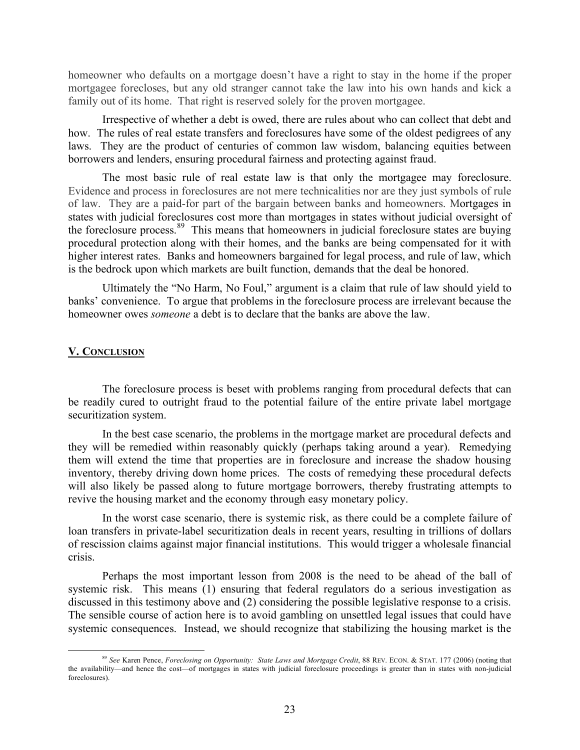homeowner who defaults on a mortgage doesn't have a right to stay in the home if the proper mortgagee forecloses, but any old stranger cannot take the law into his own hands and kick a family out of its home. That right is reserved solely for the proven mortgagee.

Irrespective of whether a debt is owed, there are rules about who can collect that debt and how. The rules of real estate transfers and foreclosures have some of the oldest pedigrees of any laws. They are the product of centuries of common law wisdom, balancing equities between borrowers and lenders, ensuring procedural fairness and protecting against fraud.

The most basic rule of real estate law is that only the mortgagee may foreclosure. Evidence and process in foreclosures are not mere technicalities nor are they just symbols of rule of law. They are a paid-for part of the bargain between banks and homeowners. Mortgages in states with judicial foreclosures cost more than mortgages in states without judicial oversight of the foreclosure process.[89] This means that homeowners in judicial foreclosure states are buying procedural protection along with their homes, and the banks are being compensated for it with higher interest rates. Banks and homeowners bargained for legal process, and rule of law, which is the bedrock upon which markets are built function, demands that the deal be honored.

Ultimately the "No Harm, No Foul," argument is a claim that rule of law should yield to banks' convenience. To argue that problems in the foreclosure process are irrelevant because the homeowner owes *someone* a debt is to declare that the banks are above the law.

## V. Conclusion

The foreclosure process is beset with problems ranging from procedural defects that can be readily cured to outright fraud to the potential failure of the entire private label mortgage securitization system.

In the best case scenario, the problems in the mortgage market are procedural defects and they will be remedied within reasonably quickly (perhaps taking around a year). Remedying them will extend the time that properties are in foreclosure and increase the shadow housing inventory, thereby driving down home prices. The costs of remedying these procedural defects will also likely be passed along to future mortgage borrowers, thereby frustrating attempts to revive the housing market and the economy through easy monetary policy.

In the worst case scenario, there is systemic risk, as there could be a complete failure of loan transfers in private-label securitization deals in recent years, resulting in trillions of dollars of rescission claims against major financial institutions. This would trigger a wholesale financial crisis.

Perhaps the most important lesson from 2008 is the need to be ahead of the ball of systemic risk. This means (1) ensuring that federal regulators do a serious investigation as discussed in this testimony above and (2) considering the possible legislative response to a crisis. The sensible course of action here is to avoid gambling on unsettled legal issues that could have systemic consequences. Instead, we should recognize that stabilizing the housing market is the

[89] *See* Karen Pence, *Foreclosing on Opportunity: State Laws and Mortgage Credit*, 88 REV. ECON. & STAT. 177 (2006) (noting that the availability—and hence the cost—of mortgages in states with judicial foreclosure proceedings is greater than in states with non-judicial foreclosures).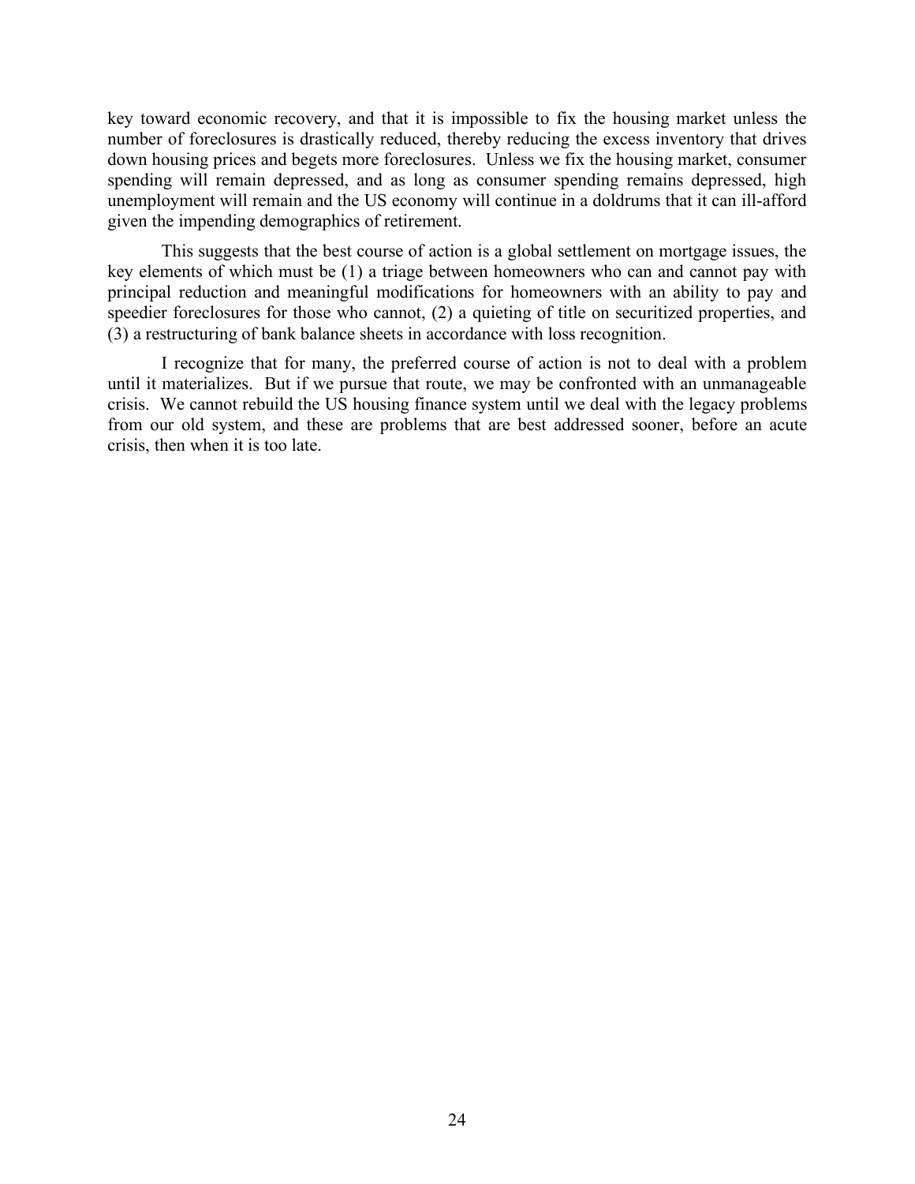key toward economic recovery, and that it is impossible to fix the housing market unless the number of foreclosures is drastically reduced, thereby reducing the excess inventory that drives down housing prices and begets more foreclosures. Unless we fix the housing market, consumer spending will remain depressed, and as long as consumer spending remains depressed, high unemployment will remain and the US economy will continue in a doldrums that it can ill-afford given the impending demographics of retirement.

This suggests that the best course of action is a global settlement on mortgage issues, the key elements of which must be (1) a triage between homeowners who can and cannot pay with principal reduction and meaningful modifications for homeowners with an ability to pay and speedier foreclosures for those who cannot, (2) a quieting of title on securitized properties, and (3) a restructuring of bank balance sheets in accordance with loss recognition.

I recognize that for many, the preferred course of action is not to deal with a problem until it materializes. But if we pursue that route, we may be confronted with an unmanageable crisis. We cannot rebuild the US housing finance system until we deal with the legacy problems from our old system, and these are problems that are best addressed sooner, before an acute crisis, then when it is too late.